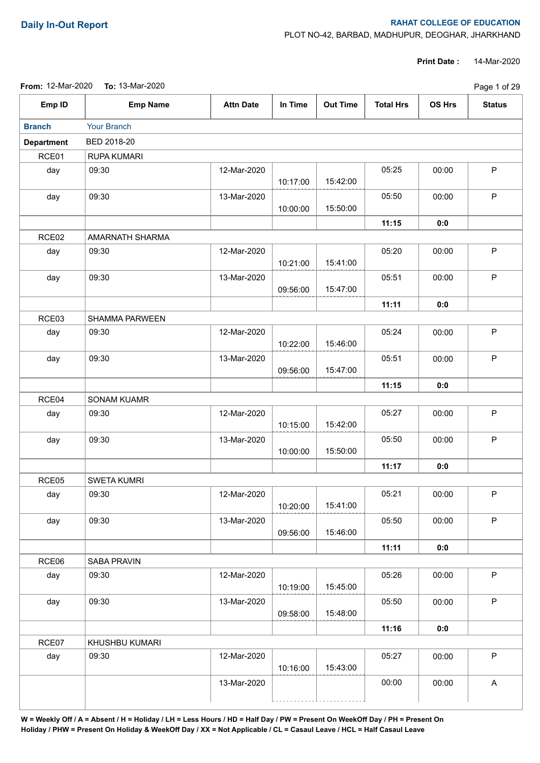## Daily In-Out Report

**RAHAT COLLEGE OF EDUCATION**
PLOT NO-42, BARBAD, MADHUPUR, DEOGHAR, JHARKHAND

**Print Date :** 14-Mar-2020

**From:** 12-Mar-2020 **To:** 13-Mar-2020

| Emp ID | Emp Name | Attn Date | In Time | Out Time | Total Hrs | OS Hrs | Status |
|---|---|---|---|---|---|---|---|
| **Branch** | Your Branch | | | | | | |
| **Department** | BED 2018-20 | | | | | | |
| RCE01 | RUPA KUMARI | | | | | | |
| day | 09:30 | 12-Mar-2020 | 10:17:00 | 15:42:00 | 05:25 | 00:00 | P |
| day | 09:30 | 13-Mar-2020 | 10:00:00 | 15:50:00 | 05:50 | 00:00 | P |
| | | | | | **11:15** | **0:0** | |
| RCE02 | AMARNATH SHARMA | | | | | | |
| day | 09:30 | 12-Mar-2020 | 10:21:00 | 15:41:00 | 05:20 | 00:00 | P |
| day | 09:30 | 13-Mar-2020 | 09:56:00 | 15:47:00 | 05:51 | 00:00 | P |
| | | | | | **11:11** | **0:0** | |
| RCE03 | SHAMMA PARWEEN | | | | | | |
| day | 09:30 | 12-Mar-2020 | 10:22:00 | 15:46:00 | 05:24 | 00:00 | P |
| day | 09:30 | 13-Mar-2020 | 09:56:00 | 15:47:00 | 05:51 | 00:00 | P |
| | | | | | **11:15** | **0:0** | |
| RCE04 | SONAM KUAMR | | | | | | |
| day | 09:30 | 12-Mar-2020 | 10:15:00 | 15:42:00 | 05:27 | 00:00 | P |
| day | 09:30 | 13-Mar-2020 | 10:00:00 | 15:50:00 | 05:50 | 00:00 | P |
| | | | | | **11:17** | **0:0** | |
| RCE05 | SWETA KUMRI | | | | | | |
| day | 09:30 | 12-Mar-2020 | 10:20:00 | 15:41:00 | 05:21 | 00:00 | P |
| day | 09:30 | 13-Mar-2020 | 09:56:00 | 15:46:00 | 05:50 | 00:00 | P |
| | | | | | **11:11** | **0:0** | |
| RCE06 | SABA PRAVIN | | | | | | |
| day | 09:30 | 12-Mar-2020 | 10:19:00 | 15:45:00 | 05:26 | 00:00 | P |
| day | 09:30 | 13-Mar-2020 | 09:58:00 | 15:48:00 | 05:50 | 00:00 | P |
| | | | | | **11:16** | **0:0** | |
| RCE07 | KHUSHBU KUMARI | | | | | | |
| day | 09:30 | 12-Mar-2020 | 10:16:00 | 15:43:00 | 05:27 | 00:00 | P |
| | | 13-Mar-2020 | | | 00:00 | 00:00 | A |

**W = Weekly Off / A = Absent / H = Holiday / LH = Less Hours / HD = Half Day / PW = Present On WeekOff Day / PH = Present On Holiday / PHW = Present On Holiday & WeekOff Day / XX = Not Applicable / CL = Casaul Leave / HCL = Half Casaul Leave**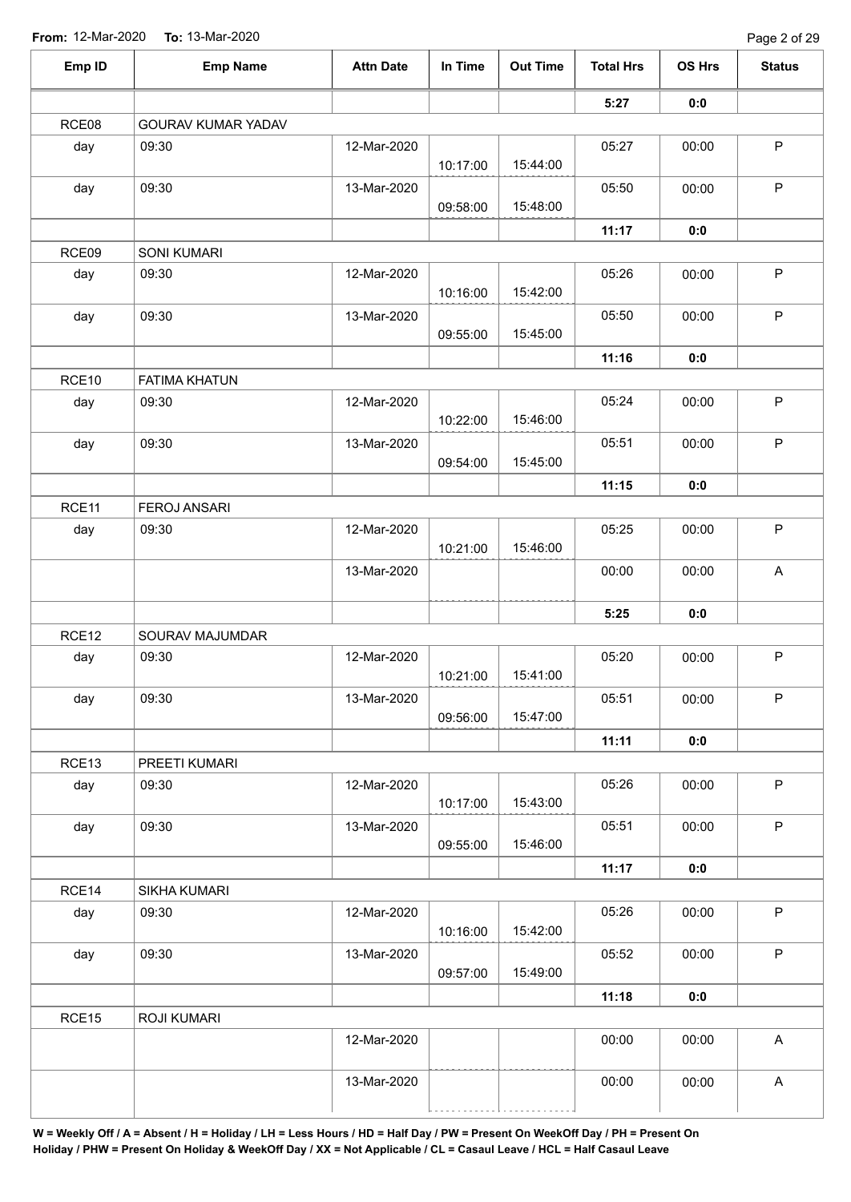From: 12-Mar-2020 To: 13-Mar-2020

| Emp ID | Emp Name | Attn Date | In Time | Out Time | Total Hrs | OS Hrs | Status |
|---|---|---|---|---|---|---|---|
| | | | | | **5:27** | **0:0** | |
| RCE08 | GOURAV KUMAR YADAV | | | | | | |
| day | 09:30 | 12-Mar-2020 | 10:17:00 | 15:44:00 | 05:27 | 00:00 | P |
| day | 09:30 | 13-Mar-2020 | 09:58:00 | 15:48:00 | 05:50 | 00:00 | P |
| | | | | | **11:17** | **0:0** | |
| RCE09 | SONI KUMARI | | | | | | |
| day | 09:30 | 12-Mar-2020 | 10:16:00 | 15:42:00 | 05:26 | 00:00 | P |
| day | 09:30 | 13-Mar-2020 | 09:55:00 | 15:45:00 | 05:50 | 00:00 | P |
| | | | | | **11:16** | **0:0** | |
| RCE10 | FATIMA KHATUN | | | | | | |
| day | 09:30 | 12-Mar-2020 | 10:22:00 | 15:46:00 | 05:24 | 00:00 | P |
| day | 09:30 | 13-Mar-2020 | 09:54:00 | 15:45:00 | 05:51 | 00:00 | P |
| | | | | | **11:15** | **0:0** | |
| RCE11 | FEROJ ANSARI | | | | | | |
| day | 09:30 | 12-Mar-2020 | 10:21:00 | 15:46:00 | 05:25 | 00:00 | P |
| | | 13-Mar-2020 | | | 00:00 | 00:00 | A |
| | | | | | **5:25** | **0:0** | |
| RCE12 | SOURAV MAJUMDAR | | | | | | |
| day | 09:30 | 12-Mar-2020 | 10:21:00 | 15:41:00 | 05:20 | 00:00 | P |
| day | 09:30 | 13-Mar-2020 | 09:56:00 | 15:47:00 | 05:51 | 00:00 | P |
| | | | | | **11:11** | **0:0** | |
| RCE13 | PREETI KUMARI | | | | | | |
| day | 09:30 | 12-Mar-2020 | 10:17:00 | 15:43:00 | 05:26 | 00:00 | P |
| day | 09:30 | 13-Mar-2020 | 09:55:00 | 15:46:00 | 05:51 | 00:00 | P |
| | | | | | **11:17** | **0:0** | |
| RCE14 | SIKHA KUMARI | | | | | | |
| day | 09:30 | 12-Mar-2020 | 10:16:00 | 15:42:00 | 05:26 | 00:00 | P |
| day | 09:30 | 13-Mar-2020 | 09:57:00 | 15:49:00 | 05:52 | 00:00 | P |
| | | | | | **11:18** | **0:0** | |
| RCE15 | ROJI KUMARI | | | | | | |
| | | 12-Mar-2020 | | | 00:00 | 00:00 | A |
| | | 13-Mar-2020 | | | 00:00 | 00:00 | A |

**W = Weekly Off / A = Absent / H = Holiday / LH = Less Hours / HD = Half Day / PW = Present On WeekOff Day / PH = Present On Holiday / PHW = Present On Holiday & WeekOff Day / XX = Not Applicable / CL = Casaul Leave / HCL = Half Casaul Leave**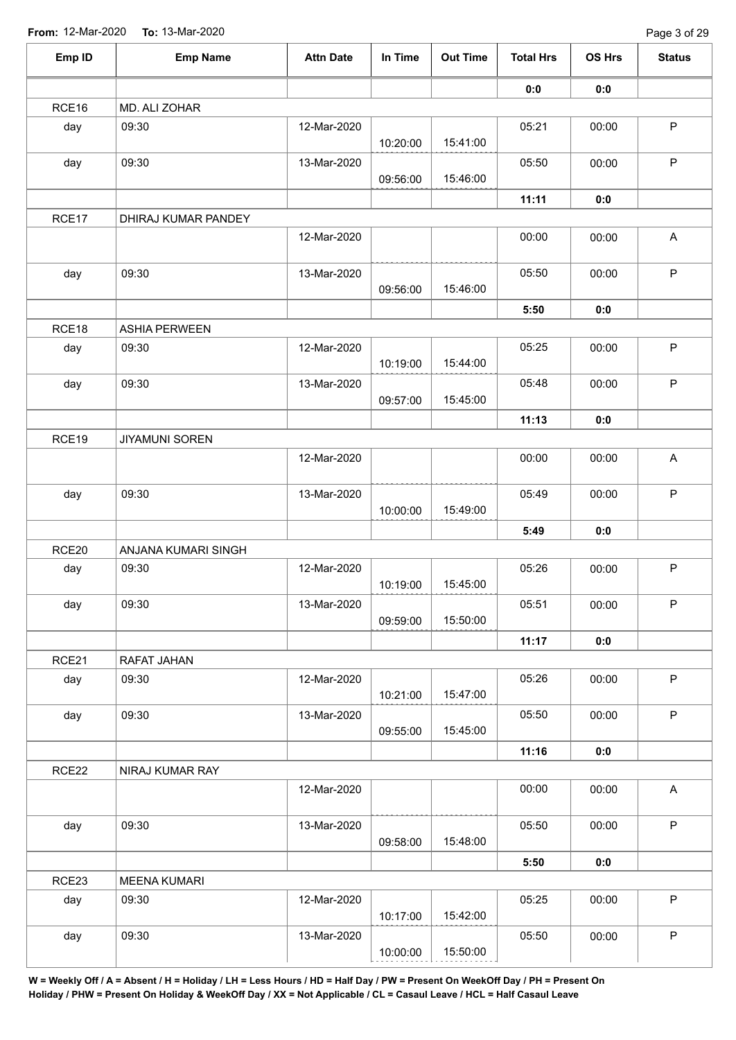**From:** 12-Mar-2020 **To:** 13-Mar-2020

| Emp ID | Emp Name | Attn Date | In Time | Out Time | Total Hrs | OS Hrs | Status |
|---|---|---|---|---|---|---|---|
| | | | | | **0:0** | **0:0** | |
| RCE16 | MD. ALI ZOHAR | | | | | | |
| day | 09:30 | 12-Mar-2020 | 10:20:00 | 15:41:00 | 05:21 | 00:00 | P |
| day | 09:30 | 13-Mar-2020 | 09:56:00 | 15:46:00 | 05:50 | 00:00 | P |
| | | | | | **11:11** | **0:0** | |
| RCE17 | DHIRAJ KUMAR PANDEY | | | | | | |
| | | 12-Mar-2020 | | | 00:00 | 00:00 | A |
| day | 09:30 | 13-Mar-2020 | 09:56:00 | 15:46:00 | 05:50 | 00:00 | P |
| | | | | | **5:50** | **0:0** | |
| RCE18 | ASHIA PERWEEN | | | | | | |
| day | 09:30 | 12-Mar-2020 | 10:19:00 | 15:44:00 | 05:25 | 00:00 | P |
| day | 09:30 | 13-Mar-2020 | 09:57:00 | 15:45:00 | 05:48 | 00:00 | P |
| | | | | | **11:13** | **0:0** | |
| RCE19 | JIYAMUNI SOREN | | | | | | |
| | | 12-Mar-2020 | | | 00:00 | 00:00 | A |
| day | 09:30 | 13-Mar-2020 | 10:00:00 | 15:49:00 | 05:49 | 00:00 | P |
| | | | | | **5:49** | **0:0** | |
| RCE20 | ANJANA KUMARI SINGH | | | | | | |
| day | 09:30 | 12-Mar-2020 | 10:19:00 | 15:45:00 | 05:26 | 00:00 | P |
| day | 09:30 | 13-Mar-2020 | 09:59:00 | 15:50:00 | 05:51 | 00:00 | P |
| | | | | | **11:17** | **0:0** | |
| RCE21 | RAFAT JAHAN | | | | | | |
| day | 09:30 | 12-Mar-2020 | 10:21:00 | 15:47:00 | 05:26 | 00:00 | P |
| day | 09:30 | 13-Mar-2020 | 09:55:00 | 15:45:00 | 05:50 | 00:00 | P |
| | | | | | **11:16** | **0:0** | |
| RCE22 | NIRAJ KUMAR RAY | | | | | | |
| | | 12-Mar-2020 | | | 00:00 | 00:00 | A |
| day | 09:30 | 13-Mar-2020 | 09:58:00 | 15:48:00 | 05:50 | 00:00 | P |
| | | | | | **5:50** | **0:0** | |
| RCE23 | MEENA KUMARI | | | | | | |
| day | 09:30 | 12-Mar-2020 | 10:17:00 | 15:42:00 | 05:25 | 00:00 | P |
| day | 09:30 | 13-Mar-2020 | 10:00:00 | 15:50:00 | 05:50 | 00:00 | P |

**W = Weekly Off / A = Absent / H = Holiday / LH = Less Hours / HD = Half Day / PW = Present On WeekOff Day / PH = Present On Holiday / PHW = Present On Holiday & WeekOff Day / XX = Not Applicable / CL = Casaul Leave / HCL = Half Casaul Leave**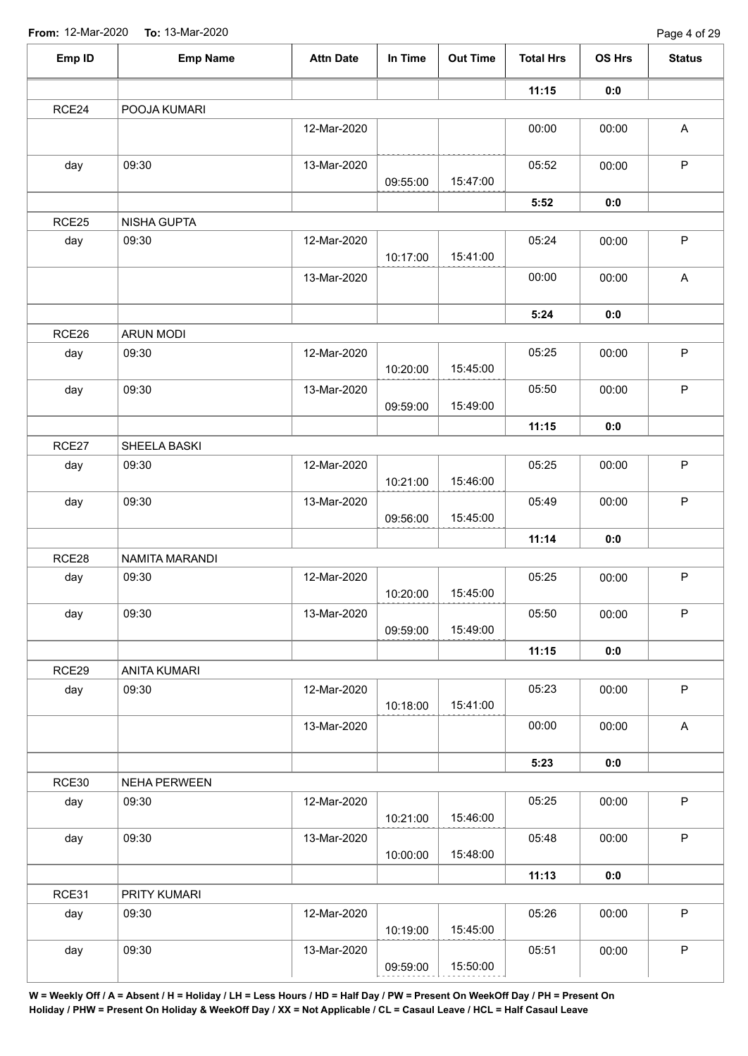**From:** 12-Mar-2020 **To:** 13-Mar-2020

| Emp ID | Emp Name | Attn Date | In Time | Out Time | Total Hrs | OS Hrs | Status |
|---|---|---|---|---|---|---|---|
| | | | | | **11:15** | **0:0** | |
| RCE24 | POOJA KUMARI | | | | | | |
| | | 12-Mar-2020 | | | 00:00 | 00:00 | A |
| day | 09:30 | 13-Mar-2020 | 09:55:00 | 15:47:00 | 05:52 | 00:00 | P |
| | | | | | **5:52** | **0:0** | |
| RCE25 | NISHA GUPTA | | | | | | |
| day | 09:30 | 12-Mar-2020 | 10:17:00 | 15:41:00 | 05:24 | 00:00 | P |
| | | 13-Mar-2020 | | | 00:00 | 00:00 | A |
| | | | | | **5:24** | **0:0** | |
| RCE26 | ARUN MODI | | | | | | |
| day | 09:30 | 12-Mar-2020 | 10:20:00 | 15:45:00 | 05:25 | 00:00 | P |
| day | 09:30 | 13-Mar-2020 | 09:59:00 | 15:49:00 | 05:50 | 00:00 | P |
| | | | | | **11:15** | **0:0** | |
| RCE27 | SHEELA BASKI | | | | | | |
| day | 09:30 | 12-Mar-2020 | 10:21:00 | 15:46:00 | 05:25 | 00:00 | P |
| day | 09:30 | 13-Mar-2020 | 09:56:00 | 15:45:00 | 05:49 | 00:00 | P |
| | | | | | **11:14** | **0:0** | |
| RCE28 | NAMITA MARANDI | | | | | | |
| day | 09:30 | 12-Mar-2020 | 10:20:00 | 15:45:00 | 05:25 | 00:00 | P |
| day | 09:30 | 13-Mar-2020 | 09:59:00 | 15:49:00 | 05:50 | 00:00 | P |
| | | | | | **11:15** | **0:0** | |
| RCE29 | ANITA KUMARI | | | | | | |
| day | 09:30 | 12-Mar-2020 | 10:18:00 | 15:41:00 | 05:23 | 00:00 | P |
| | | 13-Mar-2020 | | | 00:00 | 00:00 | A |
| | | | | | **5:23** | **0:0** | |
| RCE30 | NEHA PERWEEN | | | | | | |
| day | 09:30 | 12-Mar-2020 | 10:21:00 | 15:46:00 | 05:25 | 00:00 | P |
| day | 09:30 | 13-Mar-2020 | 10:00:00 | 15:48:00 | 05:48 | 00:00 | P |
| | | | | | **11:13** | **0:0** | |
| RCE31 | PRITY KUMARI | | | | | | |
| day | 09:30 | 12-Mar-2020 | 10:19:00 | 15:45:00 | 05:26 | 00:00 | P |
| day | 09:30 | 13-Mar-2020 | 09:59:00 | 15:50:00 | 05:51 | 00:00 | P |

**W = Weekly Off / A = Absent / H = Holiday / LH = Less Hours / HD = Half Day / PW = Present On WeekOff Day / PH = Present On Holiday / PHW = Present On Holiday & WeekOff Day / XX = Not Applicable / CL = Casaul Leave / HCL = Half Casaul Leave**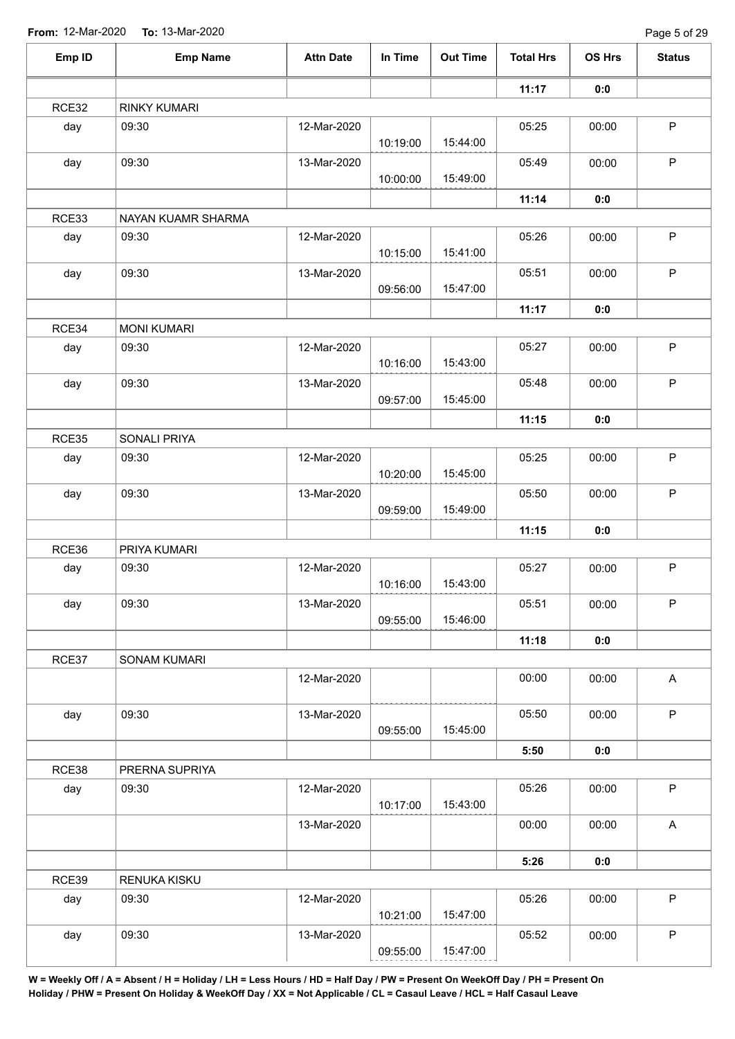**From:** 12-Mar-2020 **To:** 13-Mar-2020

| Emp ID | Emp Name | Attn Date | In Time | Out Time | Total Hrs | OS Hrs | Status |
|---|---|---|---|---|---|---|---|
| | | | | | **11:17** | **0:0** | |
| RCE32 | RINKY KUMARI | | | | | | |
| day | 09:30 | 12-Mar-2020 | 10:19:00 | 15:44:00 | 05:25 | 00:00 | P |
| day | 09:30 | 13-Mar-2020 | 10:00:00 | 15:49:00 | 05:49 | 00:00 | P |
| | | | | | **11:14** | **0:0** | |
| RCE33 | NAYAN KUAMR SHARMA | | | | | | |
| day | 09:30 | 12-Mar-2020 | 10:15:00 | 15:41:00 | 05:26 | 00:00 | P |
| day | 09:30 | 13-Mar-2020 | 09:56:00 | 15:47:00 | 05:51 | 00:00 | P |
| | | | | | **11:17** | **0:0** | |
| RCE34 | MONI KUMARI | | | | | | |
| day | 09:30 | 12-Mar-2020 | 10:16:00 | 15:43:00 | 05:27 | 00:00 | P |
| day | 09:30 | 13-Mar-2020 | 09:57:00 | 15:45:00 | 05:48 | 00:00 | P |
| | | | | | **11:15** | **0:0** | |
| RCE35 | SONALI PRIYA | | | | | | |
| day | 09:30 | 12-Mar-2020 | 10:20:00 | 15:45:00 | 05:25 | 00:00 | P |
| day | 09:30 | 13-Mar-2020 | 09:59:00 | 15:49:00 | 05:50 | 00:00 | P |
| | | | | | **11:15** | **0:0** | |
| RCE36 | PRIYA KUMARI | | | | | | |
| day | 09:30 | 12-Mar-2020 | 10:16:00 | 15:43:00 | 05:27 | 00:00 | P |
| day | 09:30 | 13-Mar-2020 | 09:55:00 | 15:46:00 | 05:51 | 00:00 | P |
| | | | | | **11:18** | **0:0** | |
| RCE37 | SONAM KUMARI | | | | | | |
| | | 12-Mar-2020 | | | 00:00 | 00:00 | A |
| day | 09:30 | 13-Mar-2020 | 09:55:00 | 15:45:00 | 05:50 | 00:00 | P |
| | | | | | **5:50** | **0:0** | |
| RCE38 | PRERNA SUPRIYA | | | | | | |
| day | 09:30 | 12-Mar-2020 | 10:17:00 | 15:43:00 | 05:26 | 00:00 | P |
| | | 13-Mar-2020 | | | 00:00 | 00:00 | A |
| | | | | | **5:26** | **0:0** | |
| RCE39 | RENUKA KISKU | | | | | | |
| day | 09:30 | 12-Mar-2020 | 10:21:00 | 15:47:00 | 05:26 | 00:00 | P |
| day | 09:30 | 13-Mar-2020 | 09:55:00 | 15:47:00 | 05:52 | 00:00 | P |

**W = Weekly Off / A = Absent / H = Holiday / LH = Less Hours / HD = Half Day / PW = Present On WeekOff Day / PH = Present On Holiday / PHW = Present On Holiday & WeekOff Day / XX = Not Applicable / CL = Casaul Leave / HCL = Half Casaul Leave**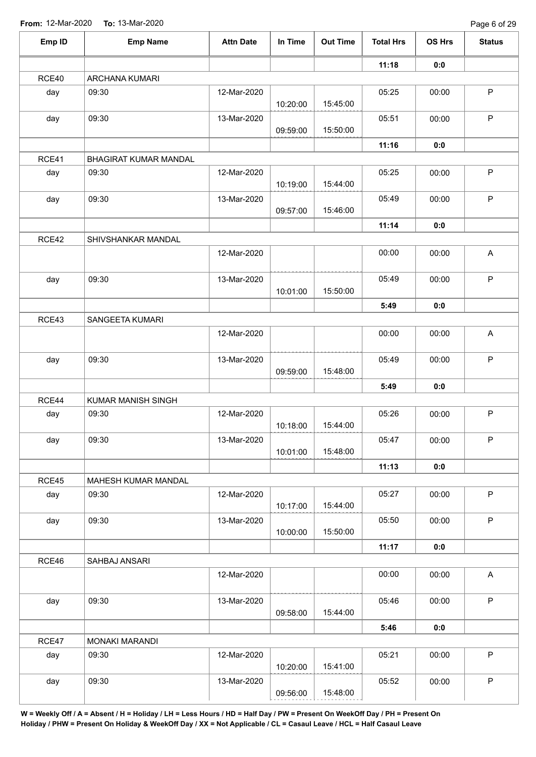From: 12-Mar-2020 To: 13-Mar-2020

| Emp ID | Emp Name | Attn Date | In Time | Out Time | Total Hrs | OS Hrs | Status |
|---|---|---|---|---|---|---|---|
| | | | | | **11:18** | **0:0** | |
| RCE40 | ARCHANA KUMARI | | | | | | |
| day | 09:30 | 12-Mar-2020 | 10:20:00 | 15:45:00 | 05:25 | 00:00 | P |
| day | 09:30 | 13-Mar-2020 | 09:59:00 | 15:50:00 | 05:51 | 00:00 | P |
| | | | | | **11:16** | **0:0** | |
| RCE41 | BHAGIRAT KUMAR MANDAL | | | | | | |
| day | 09:30 | 12-Mar-2020 | 10:19:00 | 15:44:00 | 05:25 | 00:00 | P |
| day | 09:30 | 13-Mar-2020 | 09:57:00 | 15:46:00 | 05:49 | 00:00 | P |
| | | | | | **11:14** | **0:0** | |
| RCE42 | SHIVSHANKAR MANDAL | | | | | | |
| | | 12-Mar-2020 | | | 00:00 | 00:00 | A |
| day | 09:30 | 13-Mar-2020 | 10:01:00 | 15:50:00 | 05:49 | 00:00 | P |
| | | | | | **5:49** | **0:0** | |
| RCE43 | SANGEETA KUMARI | | | | | | |
| | | 12-Mar-2020 | | | 00:00 | 00:00 | A |
| day | 09:30 | 13-Mar-2020 | 09:59:00 | 15:48:00 | 05:49 | 00:00 | P |
| | | | | | **5:49** | **0:0** | |
| RCE44 | KUMAR MANISH SINGH | | | | | | |
| day | 09:30 | 12-Mar-2020 | 10:18:00 | 15:44:00 | 05:26 | 00:00 | P |
| day | 09:30 | 13-Mar-2020 | 10:01:00 | 15:48:00 | 05:47 | 00:00 | P |
| | | | | | **11:13** | **0:0** | |
| RCE45 | MAHESH KUMAR MANDAL | | | | | | |
| day | 09:30 | 12-Mar-2020 | 10:17:00 | 15:44:00 | 05:27 | 00:00 | P |
| day | 09:30 | 13-Mar-2020 | 10:00:00 | 15:50:00 | 05:50 | 00:00 | P |
| | | | | | **11:17** | **0:0** | |
| RCE46 | SAHBAJ ANSARI | | | | | | |
| | | 12-Mar-2020 | | | 00:00 | 00:00 | A |
| day | 09:30 | 13-Mar-2020 | 09:58:00 | 15:44:00 | 05:46 | 00:00 | P |
| | | | | | **5:46** | **0:0** | |
| RCE47 | MONAKI MARANDI | | | | | | |
| day | 09:30 | 12-Mar-2020 | 10:20:00 | 15:41:00 | 05:21 | 00:00 | P |
| day | 09:30 | 13-Mar-2020 | 09:56:00 | 15:48:00 | 05:52 | 00:00 | P |

**W = Weekly Off / A = Absent / H = Holiday / LH = Less Hours / HD = Half Day / PW = Present On WeekOff Day / PH = Present On Holiday / PHW = Present On Holiday & WeekOff Day / XX = Not Applicable / CL = Casaul Leave / HCL = Half Casaul Leave**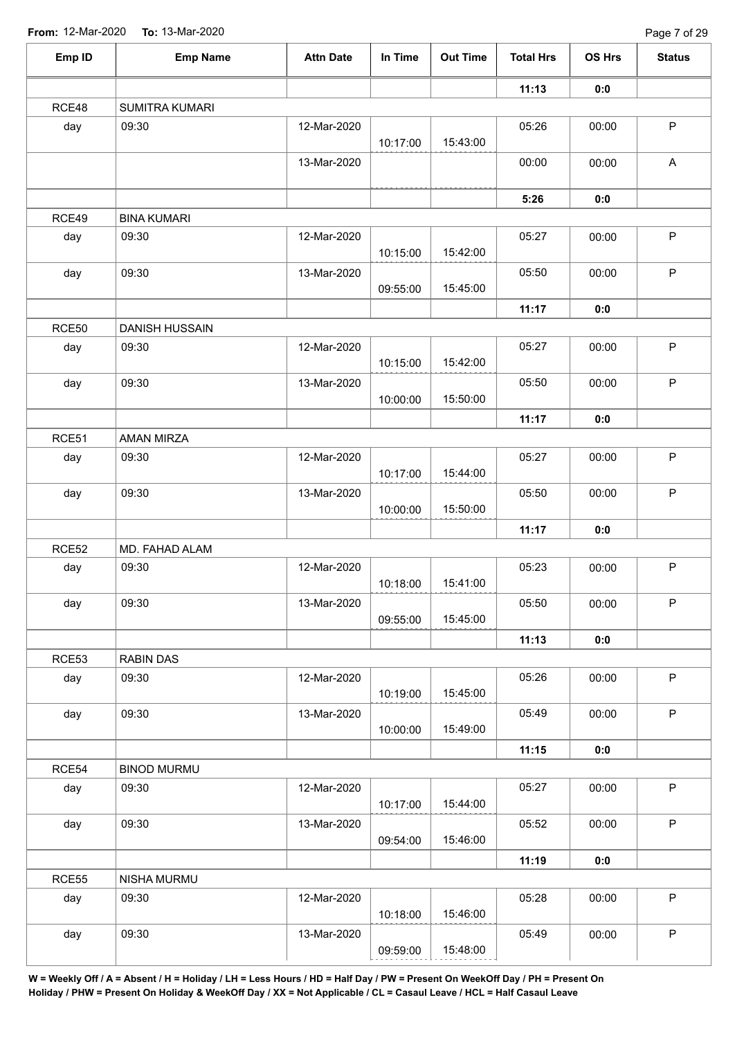**From:** 12-Mar-2020 **To:** 13-Mar-2020

| Emp ID | Emp Name | Attn Date | In Time | Out Time | Total Hrs | OS Hrs | Status |
|---|---|---|---|---|---|---|---|
| | | | | | **11:13** | **0:0** | |
| RCE48 | SUMITRA KUMARI | | | | | | |
| day | 09:30 | 12-Mar-2020 | 10:17:00 | 15:43:00 | 05:26 | 00:00 | P |
| | | 13-Mar-2020 | | | 00:00 | 00:00 | A |
| | | | | | **5:26** | **0:0** | |
| RCE49 | BINA KUMARI | | | | | | |
| day | 09:30 | 12-Mar-2020 | 10:15:00 | 15:42:00 | 05:27 | 00:00 | P |
| day | 09:30 | 13-Mar-2020 | 09:55:00 | 15:45:00 | 05:50 | 00:00 | P |
| | | | | | **11:17** | **0:0** | |
| RCE50 | DANISH HUSSAIN | | | | | | |
| day | 09:30 | 12-Mar-2020 | 10:15:00 | 15:42:00 | 05:27 | 00:00 | P |
| day | 09:30 | 13-Mar-2020 | 10:00:00 | 15:50:00 | 05:50 | 00:00 | P |
| | | | | | **11:17** | **0:0** | |
| RCE51 | AMAN MIRZA | | | | | | |
| day | 09:30 | 12-Mar-2020 | 10:17:00 | 15:44:00 | 05:27 | 00:00 | P |
| day | 09:30 | 13-Mar-2020 | 10:00:00 | 15:50:00 | 05:50 | 00:00 | P |
| | | | | | **11:17** | **0:0** | |
| RCE52 | MD. FAHAD ALAM | | | | | | |
| day | 09:30 | 12-Mar-2020 | 10:18:00 | 15:41:00 | 05:23 | 00:00 | P |
| day | 09:30 | 13-Mar-2020 | 09:55:00 | 15:45:00 | 05:50 | 00:00 | P |
| | | | | | **11:13** | **0:0** | |
| RCE53 | RABIN DAS | | | | | | |
| day | 09:30 | 12-Mar-2020 | 10:19:00 | 15:45:00 | 05:26 | 00:00 | P |
| day | 09:30 | 13-Mar-2020 | 10:00:00 | 15:49:00 | 05:49 | 00:00 | P |
| | | | | | **11:15** | **0:0** | |
| RCE54 | BINOD MURMU | | | | | | |
| day | 09:30 | 12-Mar-2020 | 10:17:00 | 15:44:00 | 05:27 | 00:00 | P |
| day | 09:30 | 13-Mar-2020 | 09:54:00 | 15:46:00 | 05:52 | 00:00 | P |
| | | | | | **11:19** | **0:0** | |
| RCE55 | NISHA MURMU | | | | | | |
| day | 09:30 | 12-Mar-2020 | 10:18:00 | 15:46:00 | 05:28 | 00:00 | P |
| day | 09:30 | 13-Mar-2020 | 09:59:00 | 15:48:00 | 05:49 | 00:00 | P |

**W = Weekly Off / A = Absent / H = Holiday / LH = Less Hours / HD = Half Day / PW = Present On WeekOff Day / PH = Present On Holiday / PHW = Present On Holiday & WeekOff Day / XX = Not Applicable / CL = Casaul Leave / HCL = Half Casaul Leave**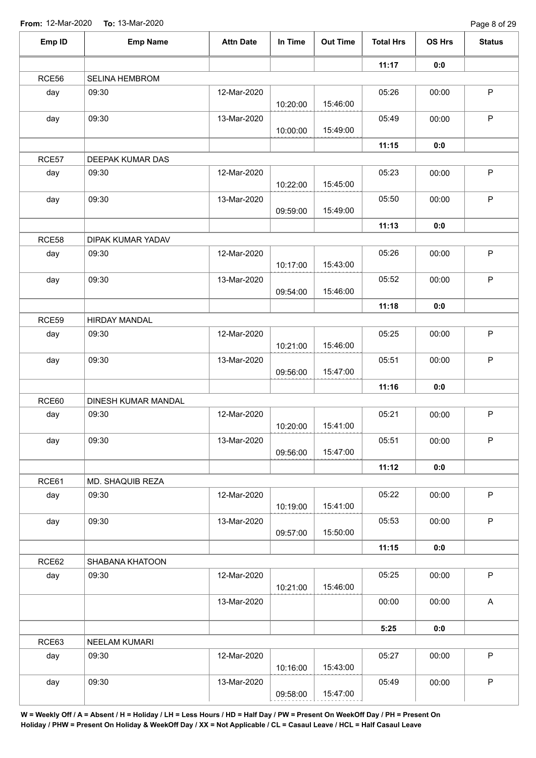**From:** 12-Mar-2020 **To:** 13-Mar-2020

| Emp ID | Emp Name | Attn Date | In Time | Out Time | Total Hrs | OS Hrs | Status |
|---|---|---|---|---|---|---|---|
| | | | | | **11:17** | **0:0** | |
| RCE56 | SELINA HEMBROM | | | | | | |
| day | 09:30 | 12-Mar-2020 | 10:20:00 | 15:46:00 | 05:26 | 00:00 | P |
| day | 09:30 | 13-Mar-2020 | 10:00:00 | 15:49:00 | 05:49 | 00:00 | P |
| | | | | | **11:15** | **0:0** | |
| RCE57 | DEEPAK KUMAR DAS | | | | | | |
| day | 09:30 | 12-Mar-2020 | 10:22:00 | 15:45:00 | 05:23 | 00:00 | P |
| day | 09:30 | 13-Mar-2020 | 09:59:00 | 15:49:00 | 05:50 | 00:00 | P |
| | | | | | **11:13** | **0:0** | |
| RCE58 | DIPAK KUMAR YADAV | | | | | | |
| day | 09:30 | 12-Mar-2020 | 10:17:00 | 15:43:00 | 05:26 | 00:00 | P |
| day | 09:30 | 13-Mar-2020 | 09:54:00 | 15:46:00 | 05:52 | 00:00 | P |
| | | | | | **11:18** | **0:0** | |
| RCE59 | HIRDAY MANDAL | | | | | | |
| day | 09:30 | 12-Mar-2020 | 10:21:00 | 15:46:00 | 05:25 | 00:00 | P |
| day | 09:30 | 13-Mar-2020 | 09:56:00 | 15:47:00 | 05:51 | 00:00 | P |
| | | | | | **11:16** | **0:0** | |
| RCE60 | DINESH KUMAR MANDAL | | | | | | |
| day | 09:30 | 12-Mar-2020 | 10:20:00 | 15:41:00 | 05:21 | 00:00 | P |
| day | 09:30 | 13-Mar-2020 | 09:56:00 | 15:47:00 | 05:51 | 00:00 | P |
| | | | | | **11:12** | **0:0** | |
| RCE61 | MD. SHAQUIB REZA | | | | | | |
| day | 09:30 | 12-Mar-2020 | 10:19:00 | 15:41:00 | 05:22 | 00:00 | P |
| day | 09:30 | 13-Mar-2020 | 09:57:00 | 15:50:00 | 05:53 | 00:00 | P |
| | | | | | **11:15** | **0:0** | |
| RCE62 | SHABANA KHATOON | | | | | | |
| day | 09:30 | 12-Mar-2020 | 10:21:00 | 15:46:00 | 05:25 | 00:00 | P |
| | | 13-Mar-2020 | | | 00:00 | 00:00 | A |
| | | | | | **5:25** | **0:0** | |
| RCE63 | NEELAM KUMARI | | | | | | |
| day | 09:30 | 12-Mar-2020 | 10:16:00 | 15:43:00 | 05:27 | 00:00 | P |
| day | 09:30 | 13-Mar-2020 | 09:58:00 | 15:47:00 | 05:49 | 00:00 | P |

**W = Weekly Off / A = Absent / H = Holiday / LH = Less Hours / HD = Half Day / PW = Present On WeekOff Day / PH = Present On Holiday / PHW = Present On Holiday & WeekOff Day / XX = Not Applicable / CL = Casaul Leave / HCL = Half Casaul Leave**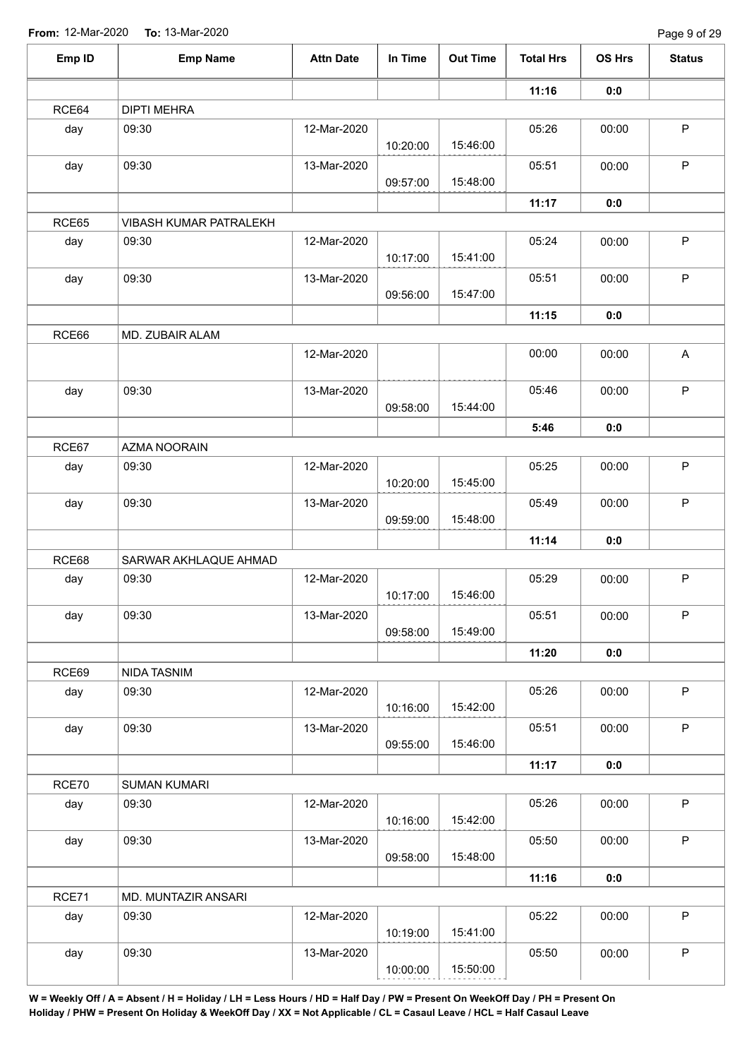**From:** 12-Mar-2020 **To:** 13-Mar-2020

| Emp ID | Emp Name | Attn Date | In Time | Out Time | Total Hrs | OS Hrs | Status |
|---|---|---|---|---|---|---|---|
| | | | | | **11:16** | **0:0** | |
| RCE64 | DIPTI MEHRA | | | | | | |
| day | 09:30 | 12-Mar-2020 | 10:20:00 | 15:46:00 | 05:26 | 00:00 | P |
| day | 09:30 | 13-Mar-2020 | 09:57:00 | 15:48:00 | 05:51 | 00:00 | P |
| | | | | | **11:17** | **0:0** | |
| RCE65 | VIBASH KUMAR PATRALEKH | | | | | | |
| day | 09:30 | 12-Mar-2020 | 10:17:00 | 15:41:00 | 05:24 | 00:00 | P |
| day | 09:30 | 13-Mar-2020 | 09:56:00 | 15:47:00 | 05:51 | 00:00 | P |
| | | | | | **11:15** | **0:0** | |
| RCE66 | MD. ZUBAIR ALAM | | | | | | |
| | | 12-Mar-2020 | | | 00:00 | 00:00 | A |
| day | 09:30 | 13-Mar-2020 | 09:58:00 | 15:44:00 | 05:46 | 00:00 | P |
| | | | | | **5:46** | **0:0** | |
| RCE67 | AZMA NOORAIN | | | | | | |
| day | 09:30 | 12-Mar-2020 | 10:20:00 | 15:45:00 | 05:25 | 00:00 | P |
| day | 09:30 | 13-Mar-2020 | 09:59:00 | 15:48:00 | 05:49 | 00:00 | P |
| | | | | | **11:14** | **0:0** | |
| RCE68 | SARWAR AKHLAQUE AHMAD | | | | | | |
| day | 09:30 | 12-Mar-2020 | 10:17:00 | 15:46:00 | 05:29 | 00:00 | P |
| day | 09:30 | 13-Mar-2020 | 09:58:00 | 15:49:00 | 05:51 | 00:00 | P |
| | | | | | **11:20** | **0:0** | |
| RCE69 | NIDA TASNIM | | | | | | |
| day | 09:30 | 12-Mar-2020 | 10:16:00 | 15:42:00 | 05:26 | 00:00 | P |
| day | 09:30 | 13-Mar-2020 | 09:55:00 | 15:46:00 | 05:51 | 00:00 | P |
| | | | | | **11:17** | **0:0** | |
| RCE70 | SUMAN KUMARI | | | | | | |
| day | 09:30 | 12-Mar-2020 | 10:16:00 | 15:42:00 | 05:26 | 00:00 | P |
| day | 09:30 | 13-Mar-2020 | 09:58:00 | 15:48:00 | 05:50 | 00:00 | P |
| | | | | | **11:16** | **0:0** | |
| RCE71 | MD. MUNTAZIR ANSARI | | | | | | |
| day | 09:30 | 12-Mar-2020 | 10:19:00 | 15:41:00 | 05:22 | 00:00 | P |
| day | 09:30 | 13-Mar-2020 | 10:00:00 | 15:50:00 | 05:50 | 00:00 | P |

**W = Weekly Off / A = Absent / H = Holiday / LH = Less Hours / HD = Half Day / PW = Present On WeekOff Day / PH = Present On Holiday / PHW = Present On Holiday & WeekOff Day / XX = Not Applicable / CL = Casaul Leave / HCL = Half Casaul Leave**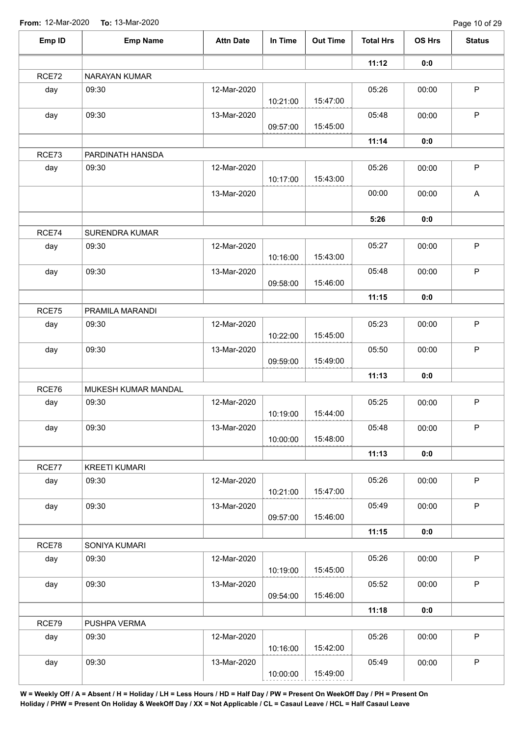**From:** 12-Mar-2020 **To:** 13-Mar-2020

| Emp ID | Emp Name | Attn Date | In Time | Out Time | Total Hrs | OS Hrs | Status |
|---|---|---|---|---|---|---|---|
| | | | | | **11:12** | **0:0** | |
| RCE72 | NARAYAN KUMAR | | | | | | |
| day | 09:30 | 12-Mar-2020 | 10:21:00 | 15:47:00 | 05:26 | 00:00 | P |
| day | 09:30 | 13-Mar-2020 | 09:57:00 | 15:45:00 | 05:48 | 00:00 | P |
| | | | | | **11:14** | **0:0** | |
| RCE73 | PARDINATH HANSDA | | | | | | |
| day | 09:30 | 12-Mar-2020 | 10:17:00 | 15:43:00 | 05:26 | 00:00 | P |
| | | 13-Mar-2020 | | | 00:00 | 00:00 | A |
| | | | | | **5:26** | **0:0** | |
| RCE74 | SURENDRA KUMAR | | | | | | |
| day | 09:30 | 12-Mar-2020 | 10:16:00 | 15:43:00 | 05:27 | 00:00 | P |
| day | 09:30 | 13-Mar-2020 | 09:58:00 | 15:46:00 | 05:48 | 00:00 | P |
| | | | | | **11:15** | **0:0** | |
| RCE75 | PRAMILA MARANDI | | | | | | |
| day | 09:30 | 12-Mar-2020 | 10:22:00 | 15:45:00 | 05:23 | 00:00 | P |
| day | 09:30 | 13-Mar-2020 | 09:59:00 | 15:49:00 | 05:50 | 00:00 | P |
| | | | | | **11:13** | **0:0** | |
| RCE76 | MUKESH KUMAR MANDAL | | | | | | |
| day | 09:30 | 12-Mar-2020 | 10:19:00 | 15:44:00 | 05:25 | 00:00 | P |
| day | 09:30 | 13-Mar-2020 | 10:00:00 | 15:48:00 | 05:48 | 00:00 | P |
| | | | | | **11:13** | **0:0** | |
| RCE77 | KREETI KUMARI | | | | | | |
| day | 09:30 | 12-Mar-2020 | 10:21:00 | 15:47:00 | 05:26 | 00:00 | P |
| day | 09:30 | 13-Mar-2020 | 09:57:00 | 15:46:00 | 05:49 | 00:00 | P |
| | | | | | **11:15** | **0:0** | |
| RCE78 | SONIYA KUMARI | | | | | | |
| day | 09:30 | 12-Mar-2020 | 10:19:00 | 15:45:00 | 05:26 | 00:00 | P |
| day | 09:30 | 13-Mar-2020 | 09:54:00 | 15:46:00 | 05:52 | 00:00 | P |
| | | | | | **11:18** | **0:0** | |
| RCE79 | PUSHPA VERMA | | | | | | |
| day | 09:30 | 12-Mar-2020 | 10:16:00 | 15:42:00 | 05:26 | 00:00 | P |
| day | 09:30 | 13-Mar-2020 | 10:00:00 | 15:49:00 | 05:49 | 00:00 | P |

**W = Weekly Off / A = Absent / H = Holiday / LH = Less Hours / HD = Half Day / PW = Present On WeekOff Day / PH = Present On Holiday / PHW = Present On Holiday & WeekOff Day / XX = Not Applicable / CL = Casaul Leave / HCL = Half Casaul Leave**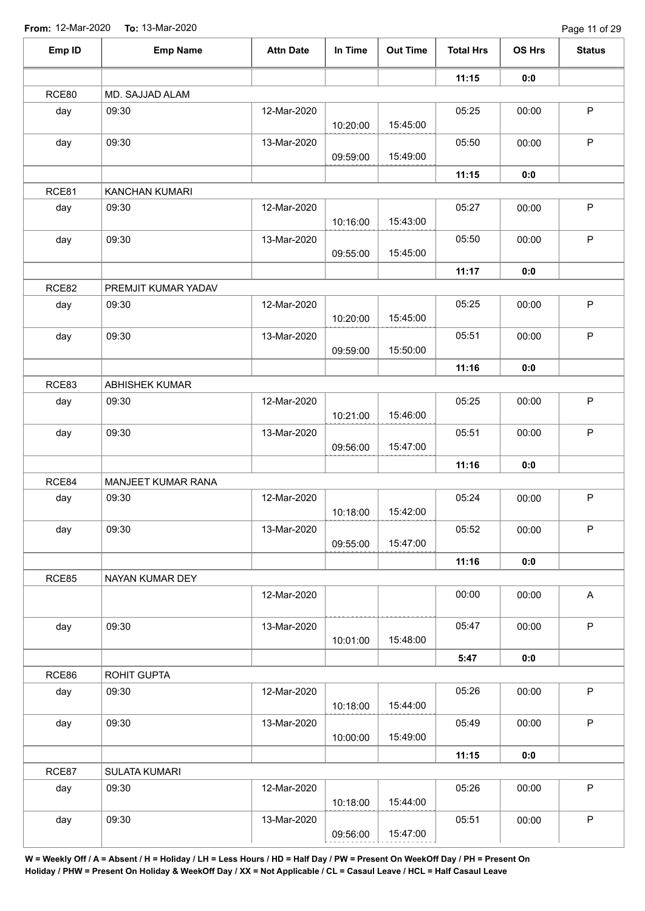**From:** 12-Mar-2020 **To:** 13-Mar-2020

| Emp ID | Emp Name | Attn Date | In Time | Out Time | Total Hrs | OS Hrs | Status |
|---|---|---|---|---|---|---|---|
| | | | | | **11:15** | **0:0** | |
| RCE80 | MD. SAJJAD ALAM | | | | | | |
| day | 09:30 | 12-Mar-2020 | 10:20:00 | 15:45:00 | 05:25 | 00:00 | P |
| day | 09:30 | 13-Mar-2020 | 09:59:00 | 15:49:00 | 05:50 | 00:00 | P |
| | | | | | **11:15** | **0:0** | |
| RCE81 | KANCHAN KUMARI | | | | | | |
| day | 09:30 | 12-Mar-2020 | 10:16:00 | 15:43:00 | 05:27 | 00:00 | P |
| day | 09:30 | 13-Mar-2020 | 09:55:00 | 15:45:00 | 05:50 | 00:00 | P |
| | | | | | **11:17** | **0:0** | |
| RCE82 | PREMJIT KUMAR YADAV | | | | | | |
| day | 09:30 | 12-Mar-2020 | 10:20:00 | 15:45:00 | 05:25 | 00:00 | P |
| day | 09:30 | 13-Mar-2020 | 09:59:00 | 15:50:00 | 05:51 | 00:00 | P |
| | | | | | **11:16** | **0:0** | |
| RCE83 | ABHISHEK KUMAR | | | | | | |
| day | 09:30 | 12-Mar-2020 | 10:21:00 | 15:46:00 | 05:25 | 00:00 | P |
| day | 09:30 | 13-Mar-2020 | 09:56:00 | 15:47:00 | 05:51 | 00:00 | P |
| | | | | | **11:16** | **0:0** | |
| RCE84 | MANJEET KUMAR RANA | | | | | | |
| day | 09:30 | 12-Mar-2020 | 10:18:00 | 15:42:00 | 05:24 | 00:00 | P |
| day | 09:30 | 13-Mar-2020 | 09:55:00 | 15:47:00 | 05:52 | 00:00 | P |
| | | | | | **11:16** | **0:0** | |
| RCE85 | NAYAN KUMAR DEY | | | | | | |
| | | 12-Mar-2020 | | | 00:00 | 00:00 | A |
| day | 09:30 | 13-Mar-2020 | 10:01:00 | 15:48:00 | 05:47 | 00:00 | P |
| | | | | | **5:47** | **0:0** | |
| RCE86 | ROHIT GUPTA | | | | | | |
| day | 09:30 | 12-Mar-2020 | 10:18:00 | 15:44:00 | 05:26 | 00:00 | P |
| day | 09:30 | 13-Mar-2020 | 10:00:00 | 15:49:00 | 05:49 | 00:00 | P |
| | | | | | **11:15** | **0:0** | |
| RCE87 | SULATA KUMARI | | | | | | |
| day | 09:30 | 12-Mar-2020 | 10:18:00 | 15:44:00 | 05:26 | 00:00 | P |
| day | 09:30 | 13-Mar-2020 | 09:56:00 | 15:47:00 | 05:51 | 00:00 | P |

**W = Weekly Off / A = Absent / H = Holiday / LH = Less Hours / HD = Half Day / PW = Present On WeekOff Day / PH = Present On Holiday / PHW = Present On Holiday & WeekOff Day / XX = Not Applicable / CL = Casaul Leave / HCL = Half Casaul Leave**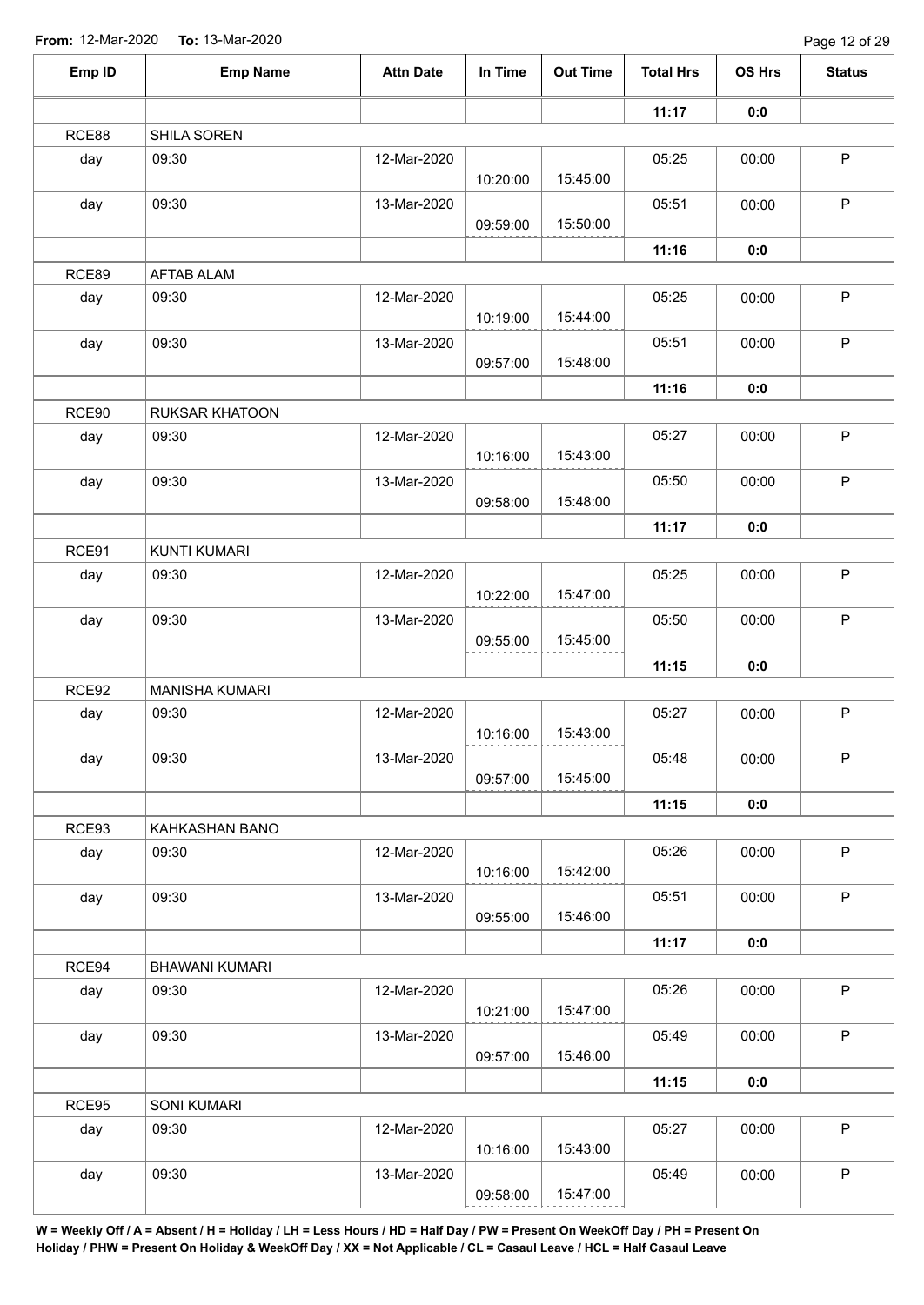**From:** 12-Mar-2020 **To:** 13-Mar-2020

| Emp ID | Emp Name | Attn Date | In Time | Out Time | Total Hrs | OS Hrs | Status |
|---|---|---|---|---|---|---|---|
| | | | | | **11:17** | **0:0** | |
| RCE88 | SHILA SOREN | | | | | | |
| day | 09:30 | 12-Mar-2020 | 10:20:00 | 15:45:00 | 05:25 | 00:00 | P |
| day | 09:30 | 13-Mar-2020 | 09:59:00 | 15:50:00 | 05:51 | 00:00 | P |
| | | | | | **11:16** | **0:0** | |
| RCE89 | AFTAB ALAM | | | | | | |
| day | 09:30 | 12-Mar-2020 | 10:19:00 | 15:44:00 | 05:25 | 00:00 | P |
| day | 09:30 | 13-Mar-2020 | 09:57:00 | 15:48:00 | 05:51 | 00:00 | P |
| | | | | | **11:16** | **0:0** | |
| RCE90 | RUKSAR KHATOON | | | | | | |
| day | 09:30 | 12-Mar-2020 | 10:16:00 | 15:43:00 | 05:27 | 00:00 | P |
| day | 09:30 | 13-Mar-2020 | 09:58:00 | 15:48:00 | 05:50 | 00:00 | P |
| | | | | | **11:17** | **0:0** | |
| RCE91 | KUNTI KUMARI | | | | | | |
| day | 09:30 | 12-Mar-2020 | 10:22:00 | 15:47:00 | 05:25 | 00:00 | P |
| day | 09:30 | 13-Mar-2020 | 09:55:00 | 15:45:00 | 05:50 | 00:00 | P |
| | | | | | **11:15** | **0:0** | |
| RCE92 | MANISHA KUMARI | | | | | | |
| day | 09:30 | 12-Mar-2020 | 10:16:00 | 15:43:00 | 05:27 | 00:00 | P |
| day | 09:30 | 13-Mar-2020 | 09:57:00 | 15:45:00 | 05:48 | 00:00 | P |
| | | | | | **11:15** | **0:0** | |
| RCE93 | KAHKASHAN BANO | | | | | | |
| day | 09:30 | 12-Mar-2020 | 10:16:00 | 15:42:00 | 05:26 | 00:00 | P |
| day | 09:30 | 13-Mar-2020 | 09:55:00 | 15:46:00 | 05:51 | 00:00 | P |
| | | | | | **11:17** | **0:0** | |
| RCE94 | BHAWANI KUMARI | | | | | | |
| day | 09:30 | 12-Mar-2020 | 10:21:00 | 15:47:00 | 05:26 | 00:00 | P |
| day | 09:30 | 13-Mar-2020 | 09:57:00 | 15:46:00 | 05:49 | 00:00 | P |
| | | | | | **11:15** | **0:0** | |
| RCE95 | SONI KUMARI | | | | | | |
| day | 09:30 | 12-Mar-2020 | 10:16:00 | 15:43:00 | 05:27 | 00:00 | P |
| day | 09:30 | 13-Mar-2020 | 09:58:00 | 15:47:00 | 05:49 | 00:00 | P |

**W = Weekly Off / A = Absent / H = Holiday / LH = Less Hours / HD = Half Day / PW = Present On WeekOff Day / PH = Present On Holiday / PHW = Present On Holiday & WeekOff Day / XX = Not Applicable / CL = Casaul Leave / HCL = Half Casaul Leave**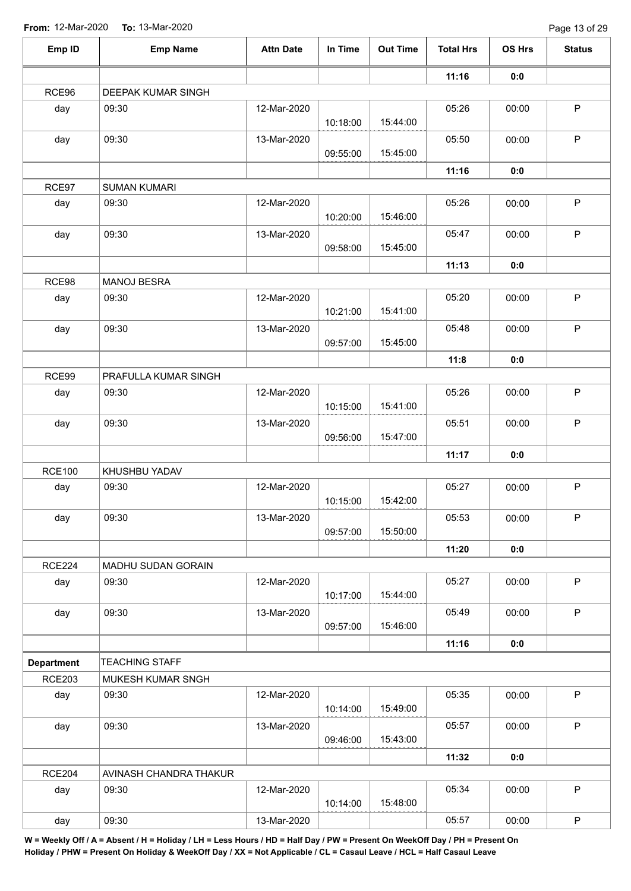**From:** 12-Mar-2020 **To:** 13-Mar-2020

| Emp ID | Emp Name | Attn Date | In Time | Out Time | Total Hrs | OS Hrs | Status |
|---|---|---|---|---|---|---|---|
| | | | | | **11:16** | **0:0** | |
| RCE96 | DEEPAK KUMAR SINGH | | | | | | |
| day | 09:30 | 12-Mar-2020 | 10:18:00 | 15:44:00 | 05:26 | 00:00 | P |
| day | 09:30 | 13-Mar-2020 | 09:55:00 | 15:45:00 | 05:50 | 00:00 | P |
| | | | | | **11:16** | **0:0** | |
| RCE97 | SUMAN KUMARI | | | | | | |
| day | 09:30 | 12-Mar-2020 | 10:20:00 | 15:46:00 | 05:26 | 00:00 | P |
| day | 09:30 | 13-Mar-2020 | 09:58:00 | 15:45:00 | 05:47 | 00:00 | P |
| | | | | | **11:13** | **0:0** | |
| RCE98 | MANOJ BESRA | | | | | | |
| day | 09:30 | 12-Mar-2020 | 10:21:00 | 15:41:00 | 05:20 | 00:00 | P |
| day | 09:30 | 13-Mar-2020 | 09:57:00 | 15:45:00 | 05:48 | 00:00 | P |
| | | | | | **11:8** | **0:0** | |
| RCE99 | PRAFULLA KUMAR SINGH | | | | | | |
| day | 09:30 | 12-Mar-2020 | 10:15:00 | 15:41:00 | 05:26 | 00:00 | P |
| day | 09:30 | 13-Mar-2020 | 09:56:00 | 15:47:00 | 05:51 | 00:00 | P |
| | | | | | **11:17** | **0:0** | |
| RCE100 | KHUSHBU YADAV | | | | | | |
| day | 09:30 | 12-Mar-2020 | 10:15:00 | 15:42:00 | 05:27 | 00:00 | P |
| day | 09:30 | 13-Mar-2020 | 09:57:00 | 15:50:00 | 05:53 | 00:00 | P |
| | | | | | **11:20** | **0:0** | |
| RCE224 | MADHU SUDAN GORAIN | | | | | | |
| day | 09:30 | 12-Mar-2020 | 10:17:00 | 15:44:00 | 05:27 | 00:00 | P |
| day | 09:30 | 13-Mar-2020 | 09:57:00 | 15:46:00 | 05:49 | 00:00 | P |
| | | | | | **11:16** | **0:0** | |
| **Department** | TEACHING STAFF | | | | | | |
| RCE203 | MUKESH KUMAR SNGH | | | | | | |
| day | 09:30 | 12-Mar-2020 | 10:14:00 | 15:49:00 | 05:35 | 00:00 | P |
| day | 09:30 | 13-Mar-2020 | 09:46:00 | 15:43:00 | 05:57 | 00:00 | P |
| | | | | | **11:32** | **0:0** | |
| RCE204 | AVINASH CHANDRA THAKUR | | | | | | |
| day | 09:30 | 12-Mar-2020 | 10:14:00 | 15:48:00 | 05:34 | 00:00 | P |
| day | 09:30 | 13-Mar-2020 | | | 05:57 | 00:00 | P |

**W = Weekly Off / A = Absent / H = Holiday / LH = Less Hours / HD = Half Day / PW = Present On WeekOff Day / PH = Present On Holiday / PHW = Present On Holiday & WeekOff Day / XX = Not Applicable / CL = Casaul Leave / HCL = Half Casaul Leave**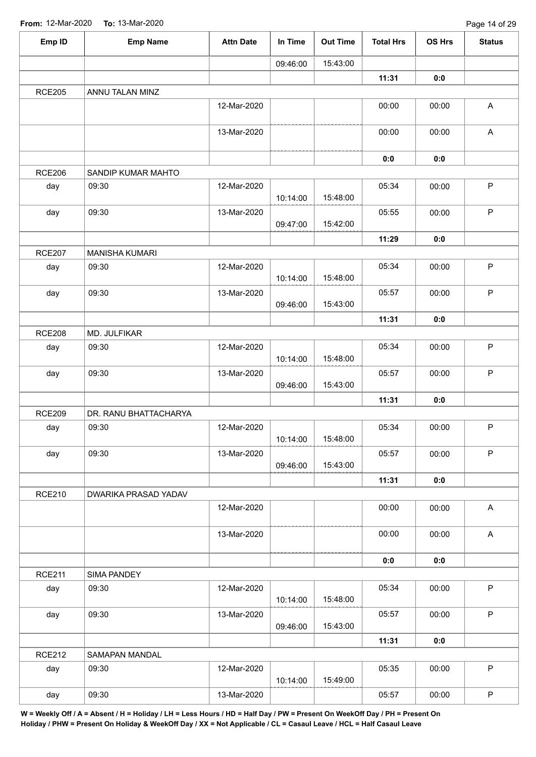From: 12-Mar-2020 To: 13-Mar-2020

| Emp ID | Emp Name | Attn Date | In Time | Out Time | Total Hrs | OS Hrs | Status |
|---|---|---|---|---|---|---|---|
| | | | 09:46:00 | 15:43:00 | | | |
| | | | | | **11:31** | **0:0** | |
| RCE205 | ANNU TALAN MINZ | | | | | | |
| | | 12-Mar-2020 | | | 00:00 | 00:00 | A |
| | | 13-Mar-2020 | | | 00:00 | 00:00 | A |
| | | | | | **0:0** | **0:0** | |
| RCE206 | SANDIP KUMAR MAHTO | | | | | | |
| day | 09:30 | 12-Mar-2020 | 10:14:00 | 15:48:00 | 05:34 | 00:00 | P |
| day | 09:30 | 13-Mar-2020 | 09:47:00 | 15:42:00 | 05:55 | 00:00 | P |
| | | | | | **11:29** | **0:0** | |
| RCE207 | MANISHA KUMARI | | | | | | |
| day | 09:30 | 12-Mar-2020 | 10:14:00 | 15:48:00 | 05:34 | 00:00 | P |
| day | 09:30 | 13-Mar-2020 | 09:46:00 | 15:43:00 | 05:57 | 00:00 | P |
| | | | | | **11:31** | **0:0** | |
| RCE208 | MD. JULFIKAR | | | | | | |
| day | 09:30 | 12-Mar-2020 | 10:14:00 | 15:48:00 | 05:34 | 00:00 | P |
| day | 09:30 | 13-Mar-2020 | 09:46:00 | 15:43:00 | 05:57 | 00:00 | P |
| | | | | | **11:31** | **0:0** | |
| RCE209 | DR. RANU BHATTACHARYA | | | | | | |
| day | 09:30 | 12-Mar-2020 | 10:14:00 | 15:48:00 | 05:34 | 00:00 | P |
| day | 09:30 | 13-Mar-2020 | 09:46:00 | 15:43:00 | 05:57 | 00:00 | P |
| | | | | | **11:31** | **0:0** | |
| RCE210 | DWARIKA PRASAD YADAV | | | | | | |
| | | 12-Mar-2020 | | | 00:00 | 00:00 | A |
| | | 13-Mar-2020 | | | 00:00 | 00:00 | A |
| | | | | | **0:0** | **0:0** | |
| RCE211 | SIMA PANDEY | | | | | | |
| day | 09:30 | 12-Mar-2020 | 10:14:00 | 15:48:00 | 05:34 | 00:00 | P |
| day | 09:30 | 13-Mar-2020 | 09:46:00 | 15:43:00 | 05:57 | 00:00 | P |
| | | | | | **11:31** | **0:0** | |
| RCE212 | SAMAPAN MANDAL | | | | | | |
| day | 09:30 | 12-Mar-2020 | 10:14:00 | 15:49:00 | 05:35 | 00:00 | P |
| day | 09:30 | 13-Mar-2020 | | | 05:57 | 00:00 | P |

**W = Weekly Off / A = Absent / H = Holiday / LH = Less Hours / HD = Half Day / PW = Present On WeekOff Day / PH = Present On Holiday / PHW = Present On Holiday & WeekOff Day / XX = Not Applicable / CL = Casaul Leave / HCL = Half Casaul Leave**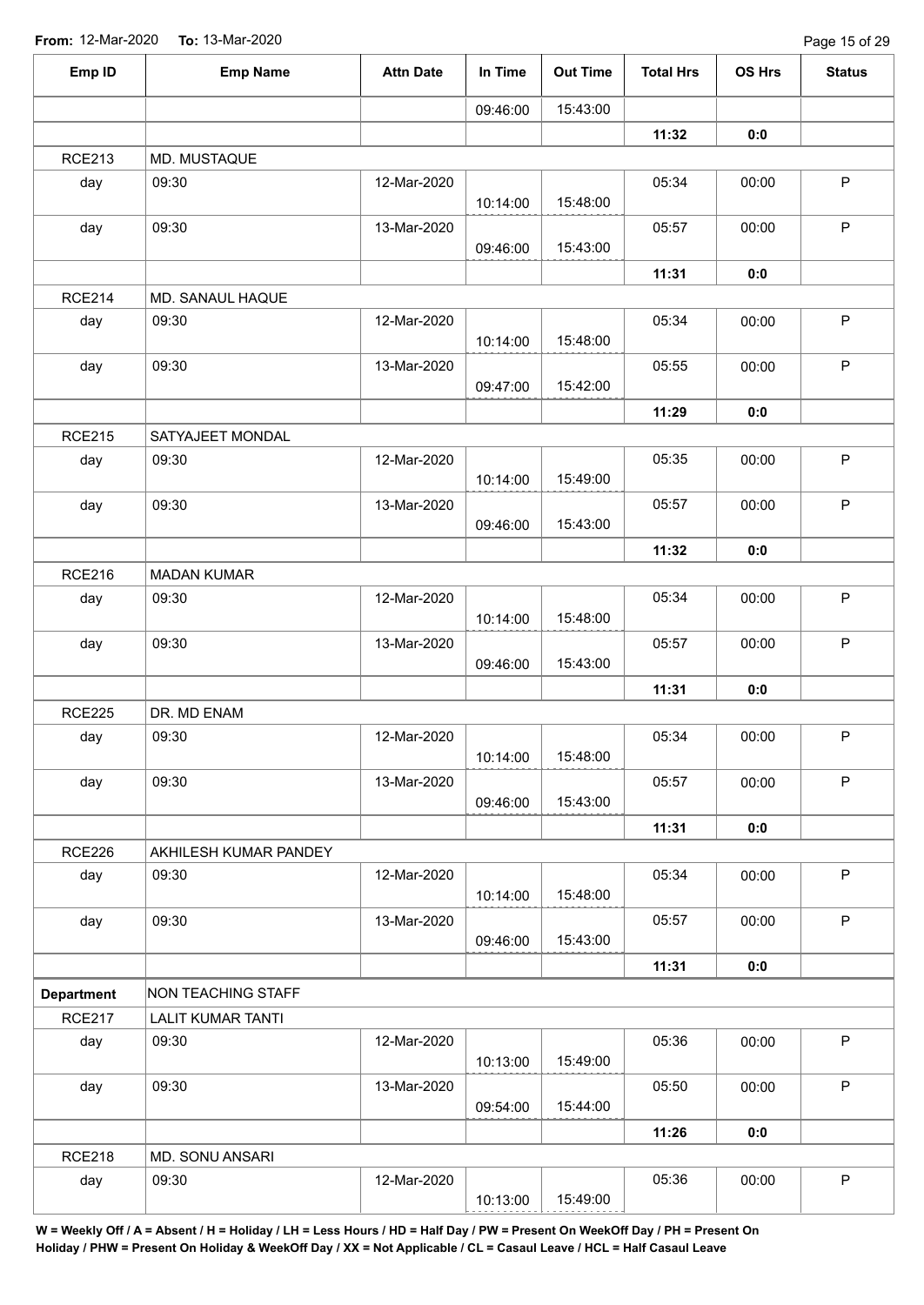**From:** 12-Mar-2020 **To:** 13-Mar-2020

| Emp ID | Emp Name | Attn Date | In Time | Out Time | Total Hrs | OS Hrs | Status |
|---|---|---|---|---|---|---|---|
| | | | 09:46:00 | 15:43:00 | | | |
| | | | | | **11:32** | **0:0** | |
| RCE213 | MD. MUSTAQUE | | | | | | |
| day | 09:30 | 12-Mar-2020 | 10:14:00 | 15:48:00 | 05:34 | 00:00 | P |
| day | 09:30 | 13-Mar-2020 | 09:46:00 | 15:43:00 | 05:57 | 00:00 | P |
| | | | | | **11:31** | **0:0** | |
| RCE214 | MD. SANAUL HAQUE | | | | | | |
| day | 09:30 | 12-Mar-2020 | 10:14:00 | 15:48:00 | 05:34 | 00:00 | P |
| day | 09:30 | 13-Mar-2020 | 09:47:00 | 15:42:00 | 05:55 | 00:00 | P |
| | | | | | **11:29** | **0:0** | |
| RCE215 | SATYAJEET MONDAL | | | | | | |
| day | 09:30 | 12-Mar-2020 | 10:14:00 | 15:49:00 | 05:35 | 00:00 | P |
| day | 09:30 | 13-Mar-2020 | 09:46:00 | 15:43:00 | 05:57 | 00:00 | P |
| | | | | | **11:32** | **0:0** | |
| RCE216 | MADAN KUMAR | | | | | | |
| day | 09:30 | 12-Mar-2020 | 10:14:00 | 15:48:00 | 05:34 | 00:00 | P |
| day | 09:30 | 13-Mar-2020 | 09:46:00 | 15:43:00 | 05:57 | 00:00 | P |
| | | | | | **11:31** | **0:0** | |
| RCE225 | DR. MD ENAM | | | | | | |
| day | 09:30 | 12-Mar-2020 | 10:14:00 | 15:48:00 | 05:34 | 00:00 | P |
| day | 09:30 | 13-Mar-2020 | 09:46:00 | 15:43:00 | 05:57 | 00:00 | P |
| | | | | | **11:31** | **0:0** | |
| RCE226 | AKHILESH KUMAR PANDEY | | | | | | |
| day | 09:30 | 12-Mar-2020 | 10:14:00 | 15:48:00 | 05:34 | 00:00 | P |
| day | 09:30 | 13-Mar-2020 | 09:46:00 | 15:43:00 | 05:57 | 00:00 | P |
| | | | | | **11:31** | **0:0** | |
| **Department** | NON TEACHING STAFF | | | | | | |
| RCE217 | LALIT KUMAR TANTI | | | | | | |
| day | 09:30 | 12-Mar-2020 | 10:13:00 | 15:49:00 | 05:36 | 00:00 | P |
| day | 09:30 | 13-Mar-2020 | 09:54:00 | 15:44:00 | 05:50 | 00:00 | P |
| | | | | | **11:26** | **0:0** | |
| RCE218 | MD. SONU ANSARI | | | | | | |
| day | 09:30 | 12-Mar-2020 | 10:13:00 | 15:49:00 | 05:36 | 00:00 | P |

**W = Weekly Off / A = Absent / H = Holiday / LH = Less Hours / HD = Half Day / PW = Present On WeekOff Day / PH = Present On Holiday / PHW = Present On Holiday & WeekOff Day / XX = Not Applicable / CL = Casaul Leave / HCL = Half Casaul Leave**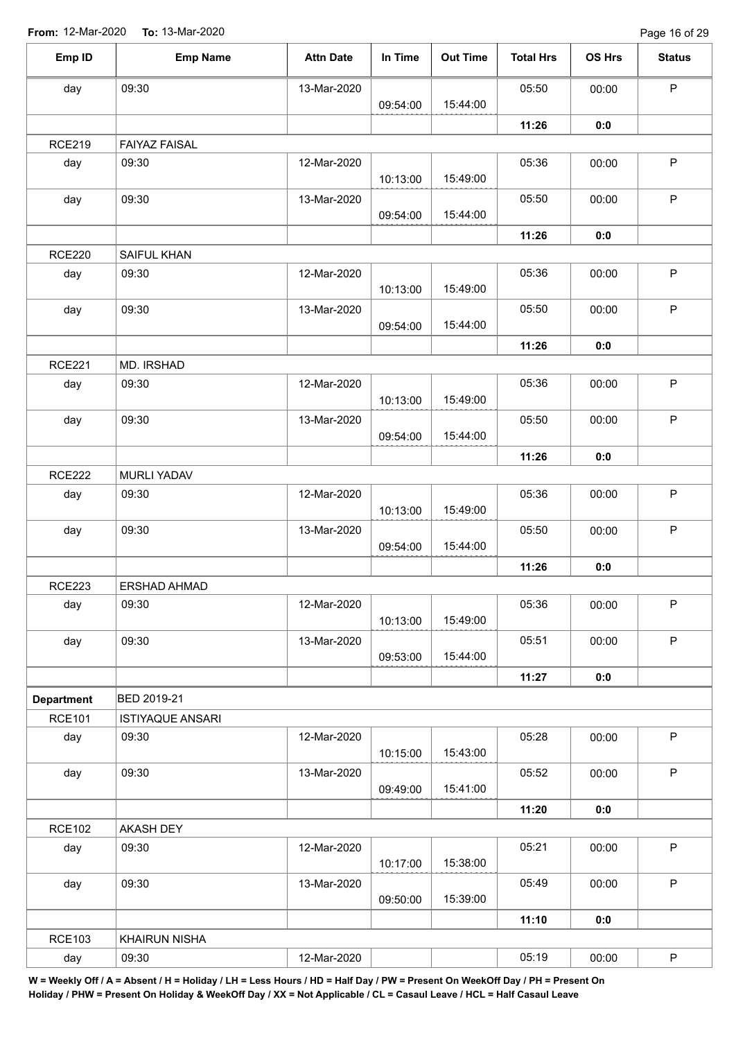From: 12-Mar-2020 To: 13-Mar-2020

| Emp ID | Emp Name | Attn Date | In Time | Out Time | Total Hrs | OS Hrs | Status |
|---|---|---|---|---|---|---|---|
| day | 09:30 | 13-Mar-2020 | 09:54:00 | 15:44:00 | 05:50 | 00:00 | P |
| | | | | | **11:26** | **0:0** | |
| RCE219 | FAIYAZ FAISAL | | | | | | |
| day | 09:30 | 12-Mar-2020 | 10:13:00 | 15:49:00 | 05:36 | 00:00 | P |
| day | 09:30 | 13-Mar-2020 | 09:54:00 | 15:44:00 | 05:50 | 00:00 | P |
| | | | | | **11:26** | **0:0** | |
| RCE220 | SAIFUL KHAN | | | | | | |
| day | 09:30 | 12-Mar-2020 | 10:13:00 | 15:49:00 | 05:36 | 00:00 | P |
| day | 09:30 | 13-Mar-2020 | 09:54:00 | 15:44:00 | 05:50 | 00:00 | P |
| | | | | | **11:26** | **0:0** | |
| RCE221 | MD. IRSHAD | | | | | | |
| day | 09:30 | 12-Mar-2020 | 10:13:00 | 15:49:00 | 05:36 | 00:00 | P |
| day | 09:30 | 13-Mar-2020 | 09:54:00 | 15:44:00 | 05:50 | 00:00 | P |
| | | | | | **11:26** | **0:0** | |
| RCE222 | MURLI YADAV | | | | | | |
| day | 09:30 | 12-Mar-2020 | 10:13:00 | 15:49:00 | 05:36 | 00:00 | P |
| day | 09:30 | 13-Mar-2020 | 09:54:00 | 15:44:00 | 05:50 | 00:00 | P |
| | | | | | **11:26** | **0:0** | |
| RCE223 | ERSHAD AHMAD | | | | | | |
| day | 09:30 | 12-Mar-2020 | 10:13:00 | 15:49:00 | 05:36 | 00:00 | P |
| day | 09:30 | 13-Mar-2020 | 09:53:00 | 15:44:00 | 05:51 | 00:00 | P |
| | | | | | **11:27** | **0:0** | |
| **Department** | BED 2019-21 | | | | | | |
| RCE101 | ISTIYAQUE ANSARI | | | | | | |
| day | 09:30 | 12-Mar-2020 | 10:15:00 | 15:43:00 | 05:28 | 00:00 | P |
| day | 09:30 | 13-Mar-2020 | 09:49:00 | 15:41:00 | 05:52 | 00:00 | P |
| | | | | | **11:20** | **0:0** | |
| RCE102 | AKASH DEY | | | | | | |
| day | 09:30 | 12-Mar-2020 | 10:17:00 | 15:38:00 | 05:21 | 00:00 | P |
| day | 09:30 | 13-Mar-2020 | 09:50:00 | 15:39:00 | 05:49 | 00:00 | P |
| | | | | | **11:10** | **0:0** | |
| RCE103 | KHAIRUN NISHA | | | | | | |
| day | 09:30 | 12-Mar-2020 | | | 05:19 | 00:00 | P |

**W = Weekly Off / A = Absent / H = Holiday / LH = Less Hours / HD = Half Day / PW = Present On WeekOff Day / PH = Present On Holiday / PHW = Present On Holiday & WeekOff Day / XX = Not Applicable / CL = Casaul Leave / HCL = Half Casaul Leave**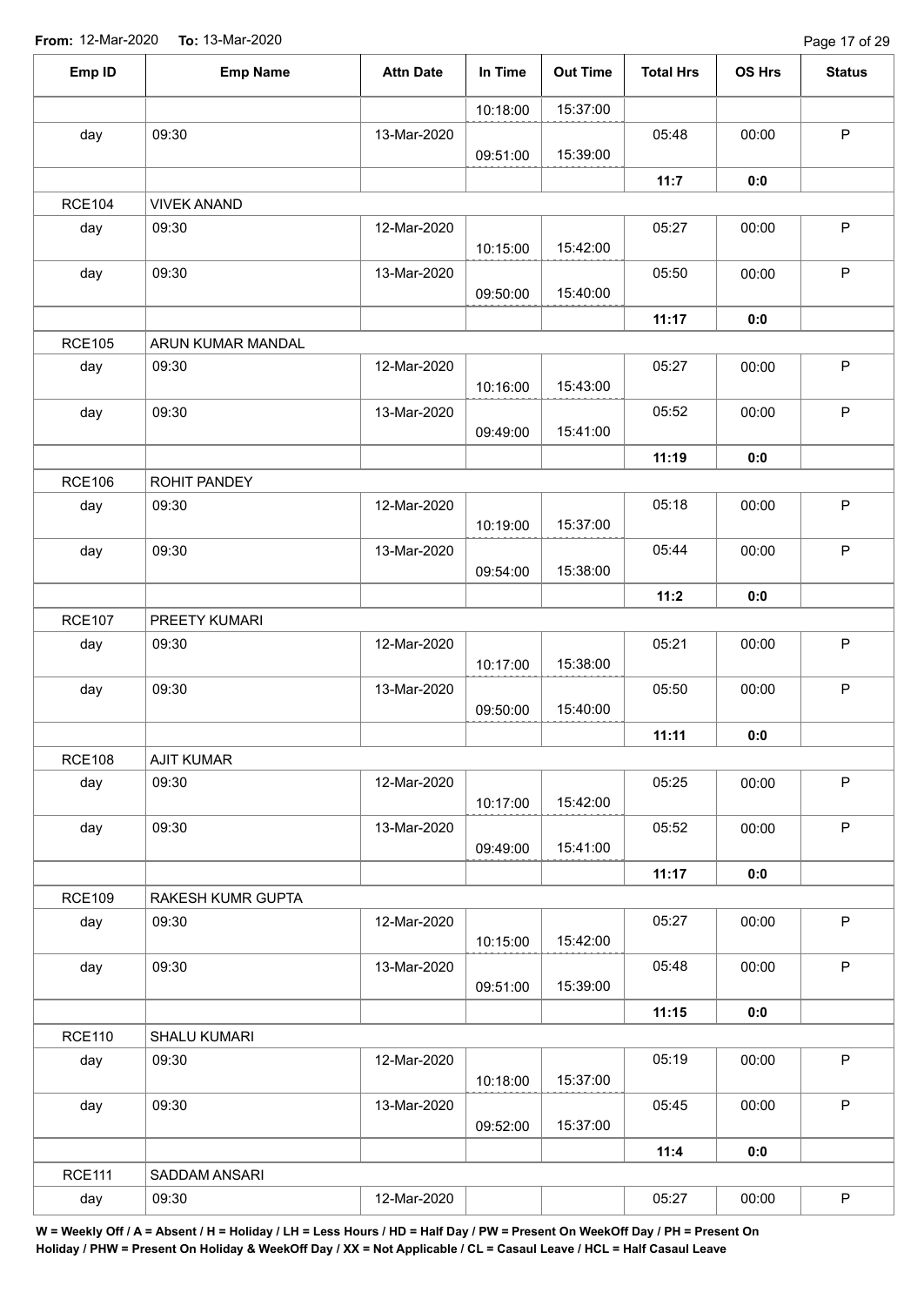From: 12-Mar-2020 To: 13-Mar-2020

| Emp ID | Emp Name | Attn Date | In Time | Out Time | Total Hrs | OS Hrs | Status |
|---|---|---|---|---|---|---|---|
| | | | 10:18:00 | 15:37:00 | | | |
| day | 09:30 | 13-Mar-2020 | 09:51:00 | 15:39:00 | 05:48 | 00:00 | P |
| | | | | | **11:7** | **0:0** | |
| RCE104 | VIVEK ANAND | | | | | | |
| day | 09:30 | 12-Mar-2020 | 10:15:00 | 15:42:00 | 05:27 | 00:00 | P |
| day | 09:30 | 13-Mar-2020 | 09:50:00 | 15:40:00 | 05:50 | 00:00 | P |
| | | | | | **11:17** | **0:0** | |
| RCE105 | ARUN KUMAR MANDAL | | | | | | |
| day | 09:30 | 12-Mar-2020 | 10:16:00 | 15:43:00 | 05:27 | 00:00 | P |
| day | 09:30 | 13-Mar-2020 | 09:49:00 | 15:41:00 | 05:52 | 00:00 | P |
| | | | | | **11:19** | **0:0** | |
| RCE106 | ROHIT PANDEY | | | | | | |
| day | 09:30 | 12-Mar-2020 | 10:19:00 | 15:37:00 | 05:18 | 00:00 | P |
| day | 09:30 | 13-Mar-2020 | 09:54:00 | 15:38:00 | 05:44 | 00:00 | P |
| | | | | | **11:2** | **0:0** | |
| RCE107 | PREETY KUMARI | | | | | | |
| day | 09:30 | 12-Mar-2020 | 10:17:00 | 15:38:00 | 05:21 | 00:00 | P |
| day | 09:30 | 13-Mar-2020 | 09:50:00 | 15:40:00 | 05:50 | 00:00 | P |
| | | | | | **11:11** | **0:0** | |
| RCE108 | AJIT KUMAR | | | | | | |
| day | 09:30 | 12-Mar-2020 | 10:17:00 | 15:42:00 | 05:25 | 00:00 | P |
| day | 09:30 | 13-Mar-2020 | 09:49:00 | 15:41:00 | 05:52 | 00:00 | P |
| | | | | | **11:17** | **0:0** | |
| RCE109 | RAKESH KUMR GUPTA | | | | | | |
| day | 09:30 | 12-Mar-2020 | 10:15:00 | 15:42:00 | 05:27 | 00:00 | P |
| day | 09:30 | 13-Mar-2020 | 09:51:00 | 15:39:00 | 05:48 | 00:00 | P |
| | | | | | **11:15** | **0:0** | |
| RCE110 | SHALU KUMARI | | | | | | |
| day | 09:30 | 12-Mar-2020 | 10:18:00 | 15:37:00 | 05:19 | 00:00 | P |
| day | 09:30 | 13-Mar-2020 | 09:52:00 | 15:37:00 | 05:45 | 00:00 | P |
| | | | | | **11:4** | **0:0** | |
| RCE111 | SADDAM ANSARI | | | | | | |
| day | 09:30 | 12-Mar-2020 | | | 05:27 | 00:00 | P |

**W = Weekly Off / A = Absent / H = Holiday / LH = Less Hours / HD = Half Day / PW = Present On WeekOff Day / PH = Present On Holiday / PHW = Present On Holiday & WeekOff Day / XX = Not Applicable / CL = Casaul Leave / HCL = Half Casaul Leave**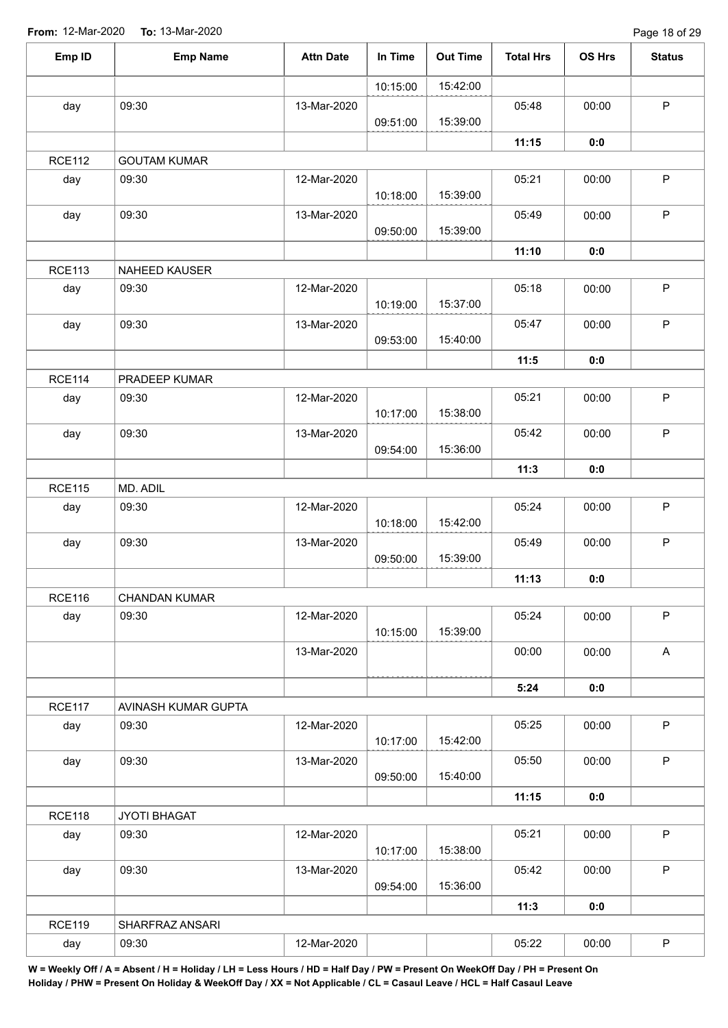**From:** 12-Mar-2020 **To:** 13-Mar-2020

| Emp ID | Emp Name | Attn Date | In Time | Out Time | Total Hrs | OS Hrs | Status |
|---|---|---|---|---|---|---|---|
| | | | 10:15:00 | 15:42:00 | | | |
| day | 09:30 | 13-Mar-2020 | 09:51:00 | 15:39:00 | 05:48 | 00:00 | P |
| | | | | | **11:15** | **0:0** | |
| RCE112 | GOUTAM KUMAR | | | | | | |
| day | 09:30 | 12-Mar-2020 | 10:18:00 | 15:39:00 | 05:21 | 00:00 | P |
| day | 09:30 | 13-Mar-2020 | 09:50:00 | 15:39:00 | 05:49 | 00:00 | P |
| | | | | | **11:10** | **0:0** | |
| RCE113 | NAHEED KAUSER | | | | | | |
| day | 09:30 | 12-Mar-2020 | 10:19:00 | 15:37:00 | 05:18 | 00:00 | P |
| day | 09:30 | 13-Mar-2020 | 09:53:00 | 15:40:00 | 05:47 | 00:00 | P |
| | | | | | **11:5** | **0:0** | |
| RCE114 | PRADEEP KUMAR | | | | | | |
| day | 09:30 | 12-Mar-2020 | 10:17:00 | 15:38:00 | 05:21 | 00:00 | P |
| day | 09:30 | 13-Mar-2020 | 09:54:00 | 15:36:00 | 05:42 | 00:00 | P |
| | | | | | **11:3** | **0:0** | |
| RCE115 | MD. ADIL | | | | | | |
| day | 09:30 | 12-Mar-2020 | 10:18:00 | 15:42:00 | 05:24 | 00:00 | P |
| day | 09:30 | 13-Mar-2020 | 09:50:00 | 15:39:00 | 05:49 | 00:00 | P |
| | | | | | **11:13** | **0:0** | |
| RCE116 | CHANDAN KUMAR | | | | | | |
| day | 09:30 | 12-Mar-2020 | 10:15:00 | 15:39:00 | 05:24 | 00:00 | P |
| | | 13-Mar-2020 | | | 00:00 | 00:00 | A |
| | | | | | **5:24** | **0:0** | |
| RCE117 | AVINASH KUMAR GUPTA | | | | | | |
| day | 09:30 | 12-Mar-2020 | 10:17:00 | 15:42:00 | 05:25 | 00:00 | P |
| day | 09:30 | 13-Mar-2020 | 09:50:00 | 15:40:00 | 05:50 | 00:00 | P |
| | | | | | **11:15** | **0:0** | |
| RCE118 | JYOTI BHAGAT | | | | | | |
| day | 09:30 | 12-Mar-2020 | 10:17:00 | 15:38:00 | 05:21 | 00:00 | P |
| day | 09:30 | 13-Mar-2020 | 09:54:00 | 15:36:00 | 05:42 | 00:00 | P |
| | | | | | **11:3** | **0:0** | |
| RCE119 | SHARFRAZ ANSARI | | | | | | |
| day | 09:30 | 12-Mar-2020 | | | 05:22 | 00:00 | P |

**W = Weekly Off / A = Absent / H = Holiday / LH = Less Hours / HD = Half Day / PW = Present On WeekOff Day / PH = Present On Holiday / PHW = Present On Holiday & WeekOff Day / XX = Not Applicable / CL = Casaul Leave / HCL = Half Casaul Leave**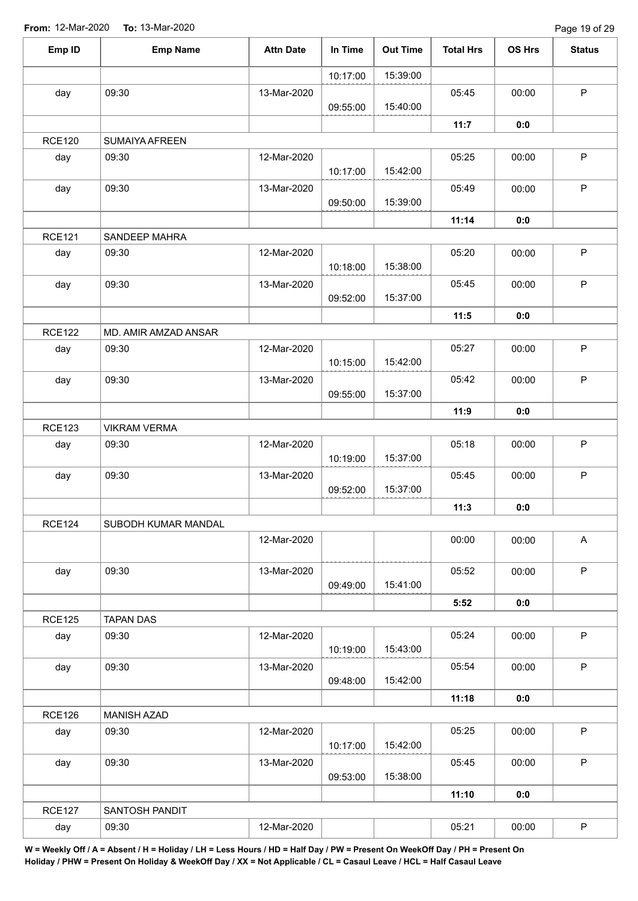From: 12-Mar-2020 To: 13-Mar-2020

| Emp ID | Emp Name | Attn Date | In Time | Out Time | Total Hrs | OS Hrs | Status |
|---|---|---|---|---|---|---|---|
| | | | 10:17:00 | 15:39:00 | | | |
| day | 09:30 | 13-Mar-2020 | 09:55:00 | 15:40:00 | 05:45 | 00:00 | P |
| | | | | | **11:7** | **0:0** | |
| RCE120 | SUMAIYA AFREEN | | | | | | |
| day | 09:30 | 12-Mar-2020 | 10:17:00 | 15:42:00 | 05:25 | 00:00 | P |
| day | 09:30 | 13-Mar-2020 | 09:50:00 | 15:39:00 | 05:49 | 00:00 | P |
| | | | | | **11:14** | **0:0** | |
| RCE121 | SANDEEP MAHRA | | | | | | |
| day | 09:30 | 12-Mar-2020 | 10:18:00 | 15:38:00 | 05:20 | 00:00 | P |
| day | 09:30 | 13-Mar-2020 | 09:52:00 | 15:37:00 | 05:45 | 00:00 | P |
| | | | | | **11:5** | **0:0** | |
| RCE122 | MD. AMIR AMZAD ANSAR | | | | | | |
| day | 09:30 | 12-Mar-2020 | 10:15:00 | 15:42:00 | 05:27 | 00:00 | P |
| day | 09:30 | 13-Mar-2020 | 09:55:00 | 15:37:00 | 05:42 | 00:00 | P |
| | | | | | **11:9** | **0:0** | |
| RCE123 | VIKRAM VERMA | | | | | | |
| day | 09:30 | 12-Mar-2020 | 10:19:00 | 15:37:00 | 05:18 | 00:00 | P |
| day | 09:30 | 13-Mar-2020 | 09:52:00 | 15:37:00 | 05:45 | 00:00 | P |
| | | | | | **11:3** | **0:0** | |
| RCE124 | SUBODH KUMAR MANDAL | | | | | | |
| | | 12-Mar-2020 | | | 00:00 | 00:00 | A |
| day | 09:30 | 13-Mar-2020 | 09:49:00 | 15:41:00 | 05:52 | 00:00 | P |
| | | | | | **5:52** | **0:0** | |
| RCE125 | TAPAN DAS | | | | | | |
| day | 09:30 | 12-Mar-2020 | 10:19:00 | 15:43:00 | 05:24 | 00:00 | P |
| day | 09:30 | 13-Mar-2020 | 09:48:00 | 15:42:00 | 05:54 | 00:00 | P |
| | | | | | **11:18** | **0:0** | |
| RCE126 | MANISH AZAD | | | | | | |
| day | 09:30 | 12-Mar-2020 | 10:17:00 | 15:42:00 | 05:25 | 00:00 | P |
| day | 09:30 | 13-Mar-2020 | 09:53:00 | 15:38:00 | 05:45 | 00:00 | P |
| | | | | | **11:10** | **0:0** | |
| RCE127 | SANTOSH PANDIT | | | | | | |
| day | 09:30 | 12-Mar-2020 | | | 05:21 | 00:00 | P |

**W = Weekly Off / A = Absent / H = Holiday / LH = Less Hours / HD = Half Day / PW = Present On WeekOff Day / PH = Present On Holiday / PHW = Present On Holiday & WeekOff Day / XX = Not Applicable / CL = Casaul Leave / HCL = Half Casaul Leave**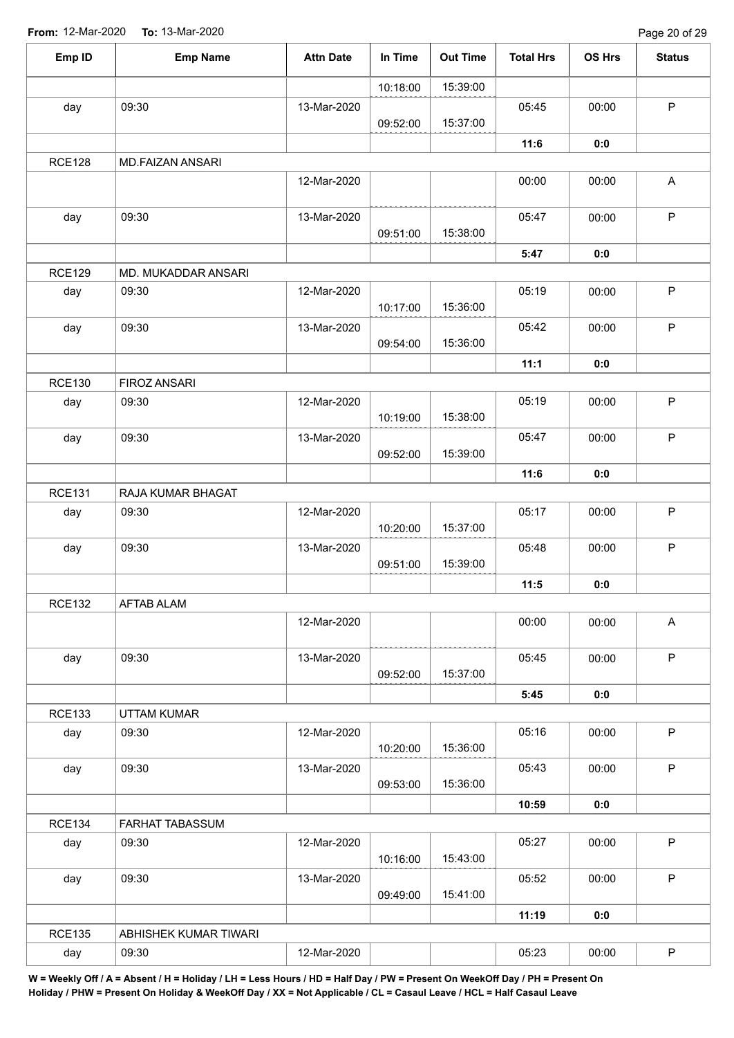From: 12-Mar-2020 To: 13-Mar-2020

| Emp ID | Emp Name | Attn Date | In Time | Out Time | Total Hrs | OS Hrs | Status |
|---|---|---|---|---|---|---|---|
| | | | 10:18:00 | 15:39:00 | | | |
| day | 09:30 | 13-Mar-2020 | 09:52:00 | 15:37:00 | 05:45 | 00:00 | P |
| | | | | | **11:6** | **0:0** | |
| RCE128 | MD.FAIZAN ANSARI | | | | | | |
| | | 12-Mar-2020 | | | 00:00 | 00:00 | A |
| day | 09:30 | 13-Mar-2020 | 09:51:00 | 15:38:00 | 05:47 | 00:00 | P |
| | | | | | **5:47** | **0:0** | |
| RCE129 | MD. MUKADDAR ANSARI | | | | | | |
| day | 09:30 | 12-Mar-2020 | 10:17:00 | 15:36:00 | 05:19 | 00:00 | P |
| day | 09:30 | 13-Mar-2020 | 09:54:00 | 15:36:00 | 05:42 | 00:00 | P |
| | | | | | **11:1** | **0:0** | |
| RCE130 | FIROZ ANSARI | | | | | | |
| day | 09:30 | 12-Mar-2020 | 10:19:00 | 15:38:00 | 05:19 | 00:00 | P |
| day | 09:30 | 13-Mar-2020 | 09:52:00 | 15:39:00 | 05:47 | 00:00 | P |
| | | | | | **11:6** | **0:0** | |
| RCE131 | RAJA KUMAR BHAGAT | | | | | | |
| day | 09:30 | 12-Mar-2020 | 10:20:00 | 15:37:00 | 05:17 | 00:00 | P |
| day | 09:30 | 13-Mar-2020 | 09:51:00 | 15:39:00 | 05:48 | 00:00 | P |
| | | | | | **11:5** | **0:0** | |
| RCE132 | AFTAB ALAM | | | | | | |
| | | 12-Mar-2020 | | | 00:00 | 00:00 | A |
| day | 09:30 | 13-Mar-2020 | 09:52:00 | 15:37:00 | 05:45 | 00:00 | P |
| | | | | | **5:45** | **0:0** | |
| RCE133 | UTTAM KUMAR | | | | | | |
| day | 09:30 | 12-Mar-2020 | 10:20:00 | 15:36:00 | 05:16 | 00:00 | P |
| day | 09:30 | 13-Mar-2020 | 09:53:00 | 15:36:00 | 05:43 | 00:00 | P |
| | | | | | **10:59** | **0:0** | |
| RCE134 | FARHAT TABASSUM | | | | | | |
| day | 09:30 | 12-Mar-2020 | 10:16:00 | 15:43:00 | 05:27 | 00:00 | P |
| day | 09:30 | 13-Mar-2020 | 09:49:00 | 15:41:00 | 05:52 | 00:00 | P |
| | | | | | **11:19** | **0:0** | |
| RCE135 | ABHISHEK KUMAR TIWARI | | | | | | |
| day | 09:30 | 12-Mar-2020 | | | 05:23 | 00:00 | P |

**W = Weekly Off / A = Absent / H = Holiday / LH = Less Hours / HD = Half Day / PW = Present On WeekOff Day / PH = Present On Holiday / PHW = Present On Holiday & WeekOff Day / XX = Not Applicable / CL = Casaul Leave / HCL = Half Casaul Leave**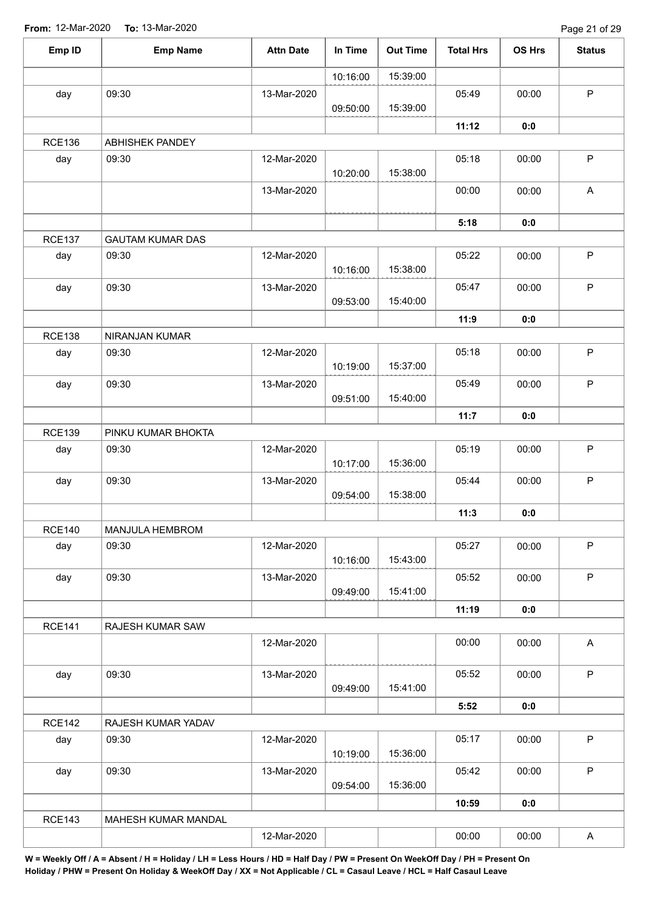**From:** 12-Mar-2020 **To:** 13-Mar-2020

| Emp ID | Emp Name | Attn Date | In Time | Out Time | Total Hrs | OS Hrs | Status |
|---|---|---|---|---|---|---|---|
| | | | 10:16:00 | 15:39:00 | | | |
| day | 09:30 | 13-Mar-2020 | 09:50:00 | 15:39:00 | 05:49 | 00:00 | P |
| | | | | | **11:12** | **0:0** | |
| RCE136 | ABHISHEK PANDEY | | | | | | |
| day | 09:30 | 12-Mar-2020 | 10:20:00 | 15:38:00 | 05:18 | 00:00 | P |
| | | 13-Mar-2020 | | | 00:00 | 00:00 | A |
| | | | | | **5:18** | **0:0** | |
| RCE137 | GAUTAM KUMAR DAS | | | | | | |
| day | 09:30 | 12-Mar-2020 | 10:16:00 | 15:38:00 | 05:22 | 00:00 | P |
| day | 09:30 | 13-Mar-2020 | 09:53:00 | 15:40:00 | 05:47 | 00:00 | P |
| | | | | | **11:9** | **0:0** | |
| RCE138 | NIRANJAN KUMAR | | | | | | |
| day | 09:30 | 12-Mar-2020 | 10:19:00 | 15:37:00 | 05:18 | 00:00 | P |
| day | 09:30 | 13-Mar-2020 | 09:51:00 | 15:40:00 | 05:49 | 00:00 | P |
| | | | | | **11:7** | **0:0** | |
| RCE139 | PINKU KUMAR BHOKTA | | | | | | |
| day | 09:30 | 12-Mar-2020 | 10:17:00 | 15:36:00 | 05:19 | 00:00 | P |
| day | 09:30 | 13-Mar-2020 | 09:54:00 | 15:38:00 | 05:44 | 00:00 | P |
| | | | | | **11:3** | **0:0** | |
| RCE140 | MANJULA HEMBROM | | | | | | |
| day | 09:30 | 12-Mar-2020 | 10:16:00 | 15:43:00 | 05:27 | 00:00 | P |
| day | 09:30 | 13-Mar-2020 | 09:49:00 | 15:41:00 | 05:52 | 00:00 | P |
| | | | | | **11:19** | **0:0** | |
| RCE141 | RAJESH KUMAR SAW | | | | | | |
| | | 12-Mar-2020 | | | 00:00 | 00:00 | A |
| day | 09:30 | 13-Mar-2020 | 09:49:00 | 15:41:00 | 05:52 | 00:00 | P |
| | | | | | **5:52** | **0:0** | |
| RCE142 | RAJESH KUMAR YADAV | | | | | | |
| day | 09:30 | 12-Mar-2020 | 10:19:00 | 15:36:00 | 05:17 | 00:00 | P |
| day | 09:30 | 13-Mar-2020 | 09:54:00 | 15:36:00 | 05:42 | 00:00 | P |
| | | | | | **10:59** | **0:0** | |
| RCE143 | MAHESH KUMAR MANDAL | | | | | | |
| | | 12-Mar-2020 | | | 00:00 | 00:00 | A |

**W = Weekly Off / A = Absent / H = Holiday / LH = Less Hours / HD = Half Day / PW = Present On WeekOff Day / PH = Present On Holiday / PHW = Present On Holiday & WeekOff Day / XX = Not Applicable / CL = Casaul Leave / HCL = Half Casaul Leave**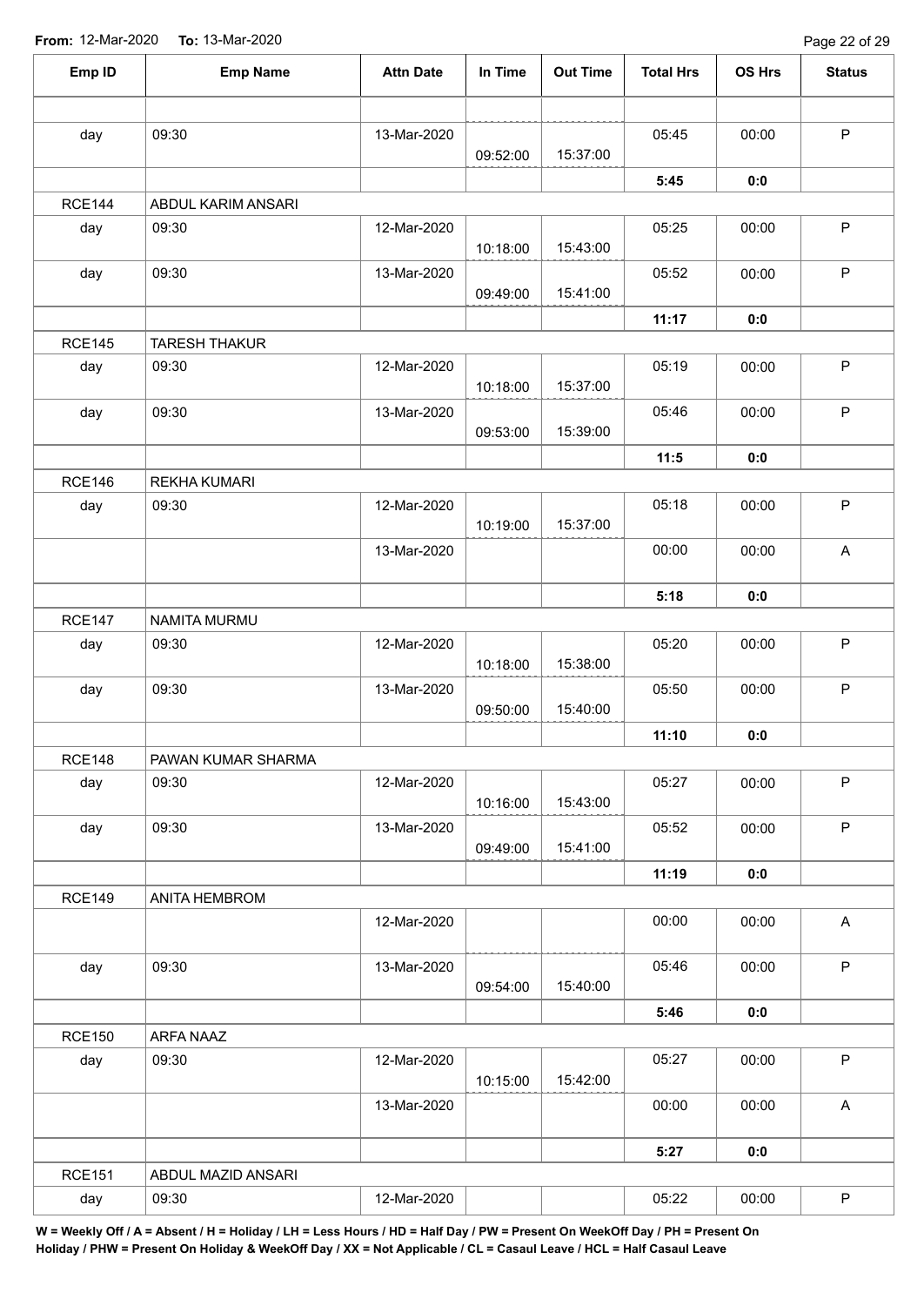From: 12-Mar-2020 To: 13-Mar-2020

| Emp ID | Emp Name | Attn Date | In Time | Out Time | Total Hrs | OS Hrs | Status |
|---|---|---|---|---|---|---|---|
| | | | | | | | |
| day | 09:30 | 13-Mar-2020 | 09:52:00 | 15:37:00 | 05:45 | 00:00 | P |
| | | | | | **5:45** | **0:0** | |
| RCE144 | ABDUL KARIM ANSARI | | | | | | |
| day | 09:30 | 12-Mar-2020 | 10:18:00 | 15:43:00 | 05:25 | 00:00 | P |
| day | 09:30 | 13-Mar-2020 | 09:49:00 | 15:41:00 | 05:52 | 00:00 | P |
| | | | | | **11:17** | **0:0** | |
| RCE145 | TARESH THAKUR | | | | | | |
| day | 09:30 | 12-Mar-2020 | 10:18:00 | 15:37:00 | 05:19 | 00:00 | P |
| day | 09:30 | 13-Mar-2020 | 09:53:00 | 15:39:00 | 05:46 | 00:00 | P |
| | | | | | **11:5** | **0:0** | |
| RCE146 | REKHA KUMARI | | | | | | |
| day | 09:30 | 12-Mar-2020 | 10:19:00 | 15:37:00 | 05:18 | 00:00 | P |
| | | 13-Mar-2020 | | | 00:00 | 00:00 | A |
| | | | | | **5:18** | **0:0** | |
| RCE147 | NAMITA MURMU | | | | | | |
| day | 09:30 | 12-Mar-2020 | 10:18:00 | 15:38:00 | 05:20 | 00:00 | P |
| day | 09:30 | 13-Mar-2020 | 09:50:00 | 15:40:00 | 05:50 | 00:00 | P |
| | | | | | **11:10** | **0:0** | |
| RCE148 | PAWAN KUMAR SHARMA | | | | | | |
| day | 09:30 | 12-Mar-2020 | 10:16:00 | 15:43:00 | 05:27 | 00:00 | P |
| day | 09:30 | 13-Mar-2020 | 09:49:00 | 15:41:00 | 05:52 | 00:00 | P |
| | | | | | **11:19** | **0:0** | |
| RCE149 | ANITA HEMBROM | | | | | | |
| | | 12-Mar-2020 | | | 00:00 | 00:00 | A |
| day | 09:30 | 13-Mar-2020 | 09:54:00 | 15:40:00 | 05:46 | 00:00 | P |
| | | | | | **5:46** | **0:0** | |
| RCE150 | ARFA NAAZ | | | | | | |
| day | 09:30 | 12-Mar-2020 | 10:15:00 | 15:42:00 | 05:27 | 00:00 | P |
| | | 13-Mar-2020 | | | 00:00 | 00:00 | A |
| | | | | | **5:27** | **0:0** | |
| RCE151 | ABDUL MAZID ANSARI | | | | | | |
| day | 09:30 | 12-Mar-2020 | | | 05:22 | 00:00 | P |

**W = Weekly Off / A = Absent / H = Holiday / LH = Less Hours / HD = Half Day / PW = Present On WeekOff Day / PH = Present On Holiday / PHW = Present On Holiday & WeekOff Day / XX = Not Applicable / CL = Casaul Leave / HCL = Half Casaul Leave**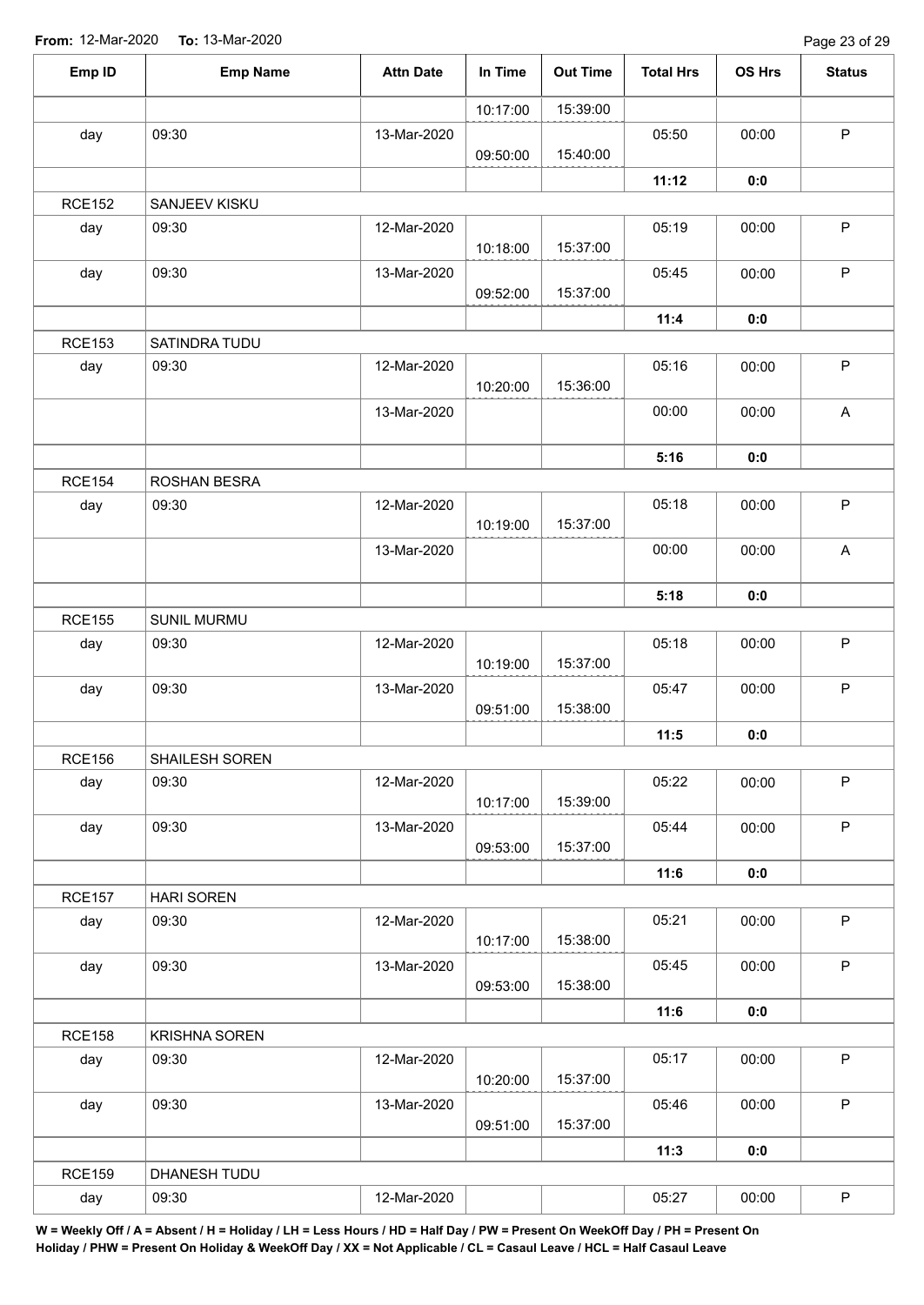**From:** 12-Mar-2020 **To:** 13-Mar-2020

| Emp ID | Emp Name | Attn Date | In Time | Out Time | Total Hrs | OS Hrs | Status |
|---|---|---|---|---|---|---|---|
| | | | 10:17:00 | 15:39:00 | | | |
| day | 09:30 | 13-Mar-2020 | 09:50:00 | 15:40:00 | 05:50 | 00:00 | P |
| | | | | | **11:12** | **0:0** | |
| RCE152 | SANJEEV KISKU | | | | | | |
| day | 09:30 | 12-Mar-2020 | 10:18:00 | 15:37:00 | 05:19 | 00:00 | P |
| day | 09:30 | 13-Mar-2020 | 09:52:00 | 15:37:00 | 05:45 | 00:00 | P |
| | | | | | **11:4** | **0:0** | |
| RCE153 | SATINDRA TUDU | | | | | | |
| day | 09:30 | 12-Mar-2020 | 10:20:00 | 15:36:00 | 05:16 | 00:00 | P |
| | | 13-Mar-2020 | | | 00:00 | 00:00 | A |
| | | | | | **5:16** | **0:0** | |
| RCE154 | ROSHAN BESRA | | | | | | |
| day | 09:30 | 12-Mar-2020 | 10:19:00 | 15:37:00 | 05:18 | 00:00 | P |
| | | 13-Mar-2020 | | | 00:00 | 00:00 | A |
| | | | | | **5:18** | **0:0** | |
| RCE155 | SUNIL MURMU | | | | | | |
| day | 09:30 | 12-Mar-2020 | 10:19:00 | 15:37:00 | 05:18 | 00:00 | P |
| day | 09:30 | 13-Mar-2020 | 09:51:00 | 15:38:00 | 05:47 | 00:00 | P |
| | | | | | **11:5** | **0:0** | |
| RCE156 | SHAILESH SOREN | | | | | | |
| day | 09:30 | 12-Mar-2020 | 10:17:00 | 15:39:00 | 05:22 | 00:00 | P |
| day | 09:30 | 13-Mar-2020 | 09:53:00 | 15:37:00 | 05:44 | 00:00 | P |
| | | | | | **11:6** | **0:0** | |
| RCE157 | HARI SOREN | | | | | | |
| day | 09:30 | 12-Mar-2020 | 10:17:00 | 15:38:00 | 05:21 | 00:00 | P |
| day | 09:30 | 13-Mar-2020 | 09:53:00 | 15:38:00 | 05:45 | 00:00 | P |
| | | | | | **11:6** | **0:0** | |
| RCE158 | KRISHNA SOREN | | | | | | |
| day | 09:30 | 12-Mar-2020 | 10:20:00 | 15:37:00 | 05:17 | 00:00 | P |
| day | 09:30 | 13-Mar-2020 | 09:51:00 | 15:37:00 | 05:46 | 00:00 | P |
| | | | | | **11:3** | **0:0** | |
| RCE159 | DHANESH TUDU | | | | | | |
| day | 09:30 | 12-Mar-2020 | | | 05:27 | 00:00 | P |

**W = Weekly Off / A = Absent / H = Holiday / LH = Less Hours / HD = Half Day / PW = Present On WeekOff Day / PH = Present On Holiday / PHW = Present On Holiday & WeekOff Day / XX = Not Applicable / CL = Casaul Leave / HCL = Half Casaul Leave**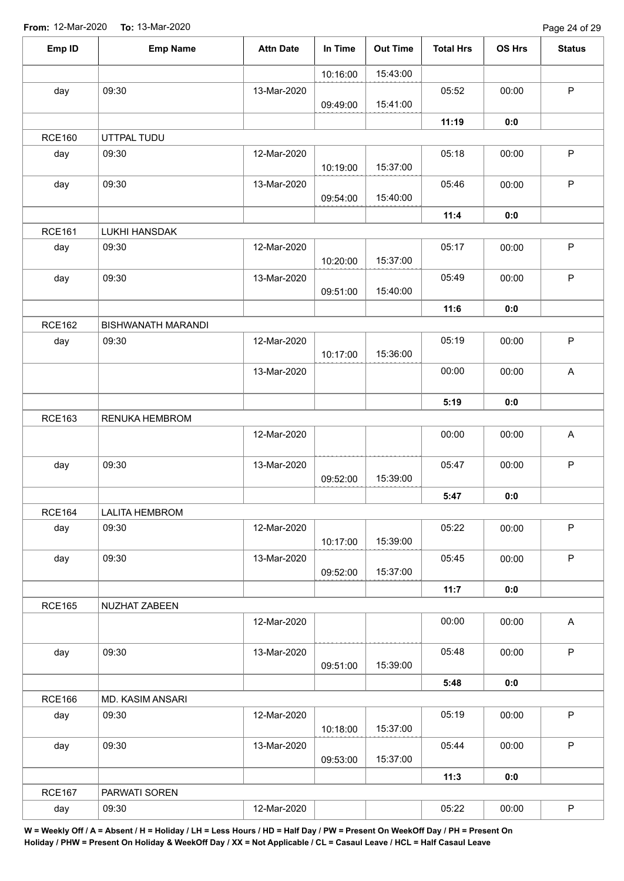**From:** 12-Mar-2020 **To:** 13-Mar-2020

| Emp ID | Emp Name | Attn Date | In Time | Out Time | Total Hrs | OS Hrs | Status |
|---|---|---|---|---|---|---|---|
| | | | 10:16:00 | 15:43:00 | | | |
| day | 09:30 | 13-Mar-2020 | 09:49:00 | 15:41:00 | 05:52 | 00:00 | P |
| | | | | | **11:19** | **0:0** | |
| RCE160 | UTTPAL TUDU | | | | | | |
| day | 09:30 | 12-Mar-2020 | 10:19:00 | 15:37:00 | 05:18 | 00:00 | P |
| day | 09:30 | 13-Mar-2020 | 09:54:00 | 15:40:00 | 05:46 | 00:00 | P |
| | | | | | **11:4** | **0:0** | |
| RCE161 | LUKHI HANSDAK | | | | | | |
| day | 09:30 | 12-Mar-2020 | 10:20:00 | 15:37:00 | 05:17 | 00:00 | P |
| day | 09:30 | 13-Mar-2020 | 09:51:00 | 15:40:00 | 05:49 | 00:00 | P |
| | | | | | **11:6** | **0:0** | |
| RCE162 | BISHWANATH MARANDI | | | | | | |
| day | 09:30 | 12-Mar-2020 | 10:17:00 | 15:36:00 | 05:19 | 00:00 | P |
| | | 13-Mar-2020 | | | 00:00 | 00:00 | A |
| | | | | | **5:19** | **0:0** | |
| RCE163 | RENUKA HEMBROM | | | | | | |
| | | 12-Mar-2020 | | | 00:00 | 00:00 | A |
| day | 09:30 | 13-Mar-2020 | 09:52:00 | 15:39:00 | 05:47 | 00:00 | P |
| | | | | | **5:47** | **0:0** | |
| RCE164 | LALITA HEMBROM | | | | | | |
| day | 09:30 | 12-Mar-2020 | 10:17:00 | 15:39:00 | 05:22 | 00:00 | P |
| day | 09:30 | 13-Mar-2020 | 09:52:00 | 15:37:00 | 05:45 | 00:00 | P |
| | | | | | **11:7** | **0:0** | |
| RCE165 | NUZHAT ZABEEN | | | | | | |
| | | 12-Mar-2020 | | | 00:00 | 00:00 | A |
| day | 09:30 | 13-Mar-2020 | 09:51:00 | 15:39:00 | 05:48 | 00:00 | P |
| | | | | | **5:48** | **0:0** | |
| RCE166 | MD. KASIM ANSARI | | | | | | |
| day | 09:30 | 12-Mar-2020 | 10:18:00 | 15:37:00 | 05:19 | 00:00 | P |
| day | 09:30 | 13-Mar-2020 | 09:53:00 | 15:37:00 | 05:44 | 00:00 | P |
| | | | | | **11:3** | **0:0** | |
| RCE167 | PARWATI SOREN | | | | | | |
| day | 09:30 | 12-Mar-2020 | | | 05:22 | 00:00 | P |

**W = Weekly Off / A = Absent / H = Holiday / LH = Less Hours / HD = Half Day / PW = Present On WeekOff Day / PH = Present On Holiday / PHW = Present On Holiday & WeekOff Day / XX = Not Applicable / CL = Casaul Leave / HCL = Half Casaul Leave**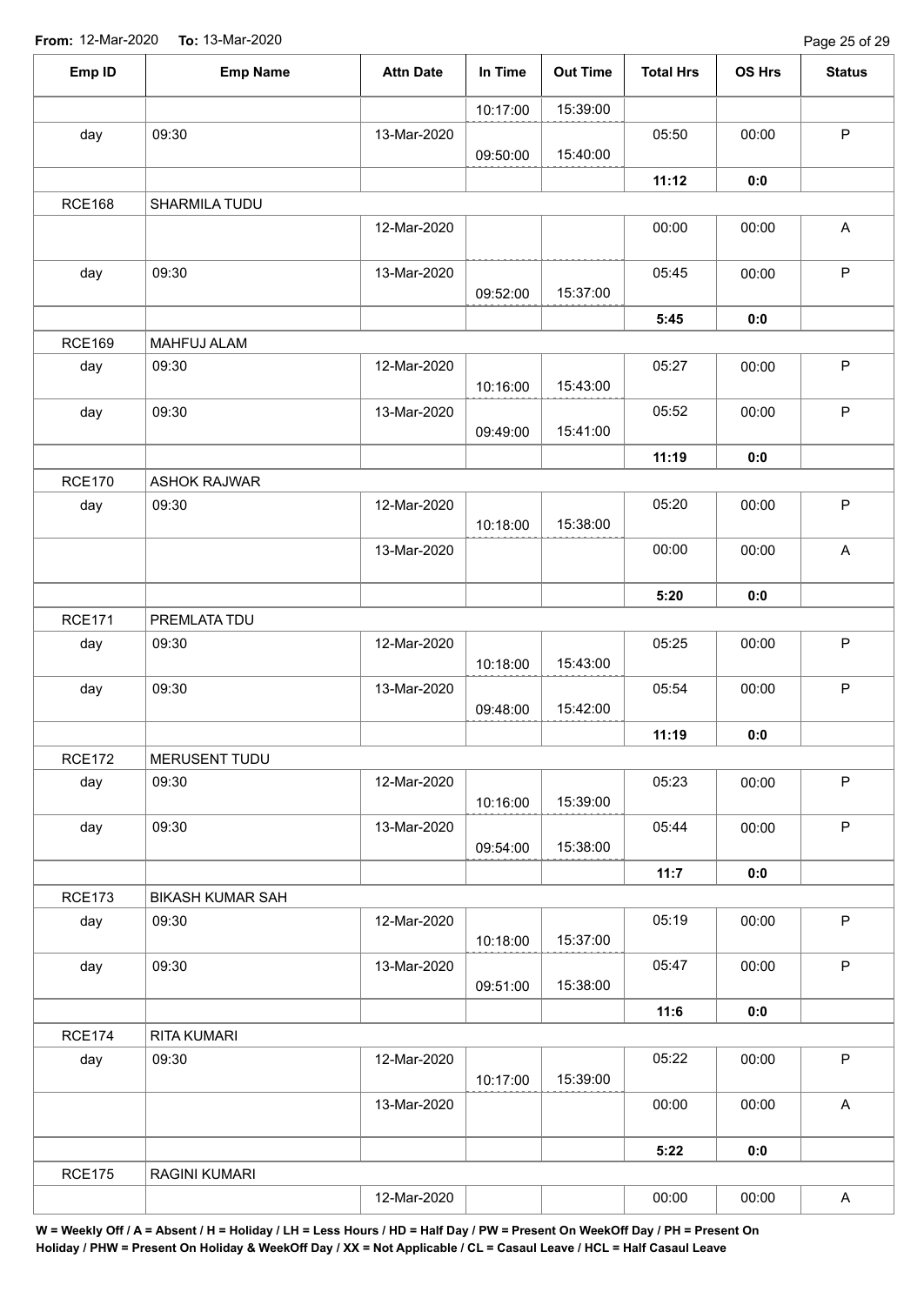**From:** 12-Mar-2020 **To:** 13-Mar-2020

| Emp ID | Emp Name | Attn Date | In Time | Out Time | Total Hrs | OS Hrs | Status |
|---|---|---|---|---|---|---|---|
| | | | 10:17:00 | 15:39:00 | | | |
| day | 09:30 | 13-Mar-2020 | 09:50:00 | 15:40:00 | 05:50 | 00:00 | P |
| | | | | | **11:12** | **0:0** | |
| RCE168 | SHARMILA TUDU | | | | | | |
| | | 12-Mar-2020 | | | 00:00 | 00:00 | A |
| day | 09:30 | 13-Mar-2020 | 09:52:00 | 15:37:00 | 05:45 | 00:00 | P |
| | | | | | **5:45** | **0:0** | |
| RCE169 | MAHFUJ ALAM | | | | | | |
| day | 09:30 | 12-Mar-2020 | 10:16:00 | 15:43:00 | 05:27 | 00:00 | P |
| day | 09:30 | 13-Mar-2020 | 09:49:00 | 15:41:00 | 05:52 | 00:00 | P |
| | | | | | **11:19** | **0:0** | |
| RCE170 | ASHOK RAJWAR | | | | | | |
| day | 09:30 | 12-Mar-2020 | 10:18:00 | 15:38:00 | 05:20 | 00:00 | P |
| | | 13-Mar-2020 | | | 00:00 | 00:00 | A |
| | | | | | **5:20** | **0:0** | |
| RCE171 | PREMLATA TDU | | | | | | |
| day | 09:30 | 12-Mar-2020 | 10:18:00 | 15:43:00 | 05:25 | 00:00 | P |
| day | 09:30 | 13-Mar-2020 | 09:48:00 | 15:42:00 | 05:54 | 00:00 | P |
| | | | | | **11:19** | **0:0** | |
| RCE172 | MERUSENT TUDU | | | | | | |
| day | 09:30 | 12-Mar-2020 | 10:16:00 | 15:39:00 | 05:23 | 00:00 | P |
| day | 09:30 | 13-Mar-2020 | 09:54:00 | 15:38:00 | 05:44 | 00:00 | P |
| | | | | | **11:7** | **0:0** | |
| RCE173 | BIKASH KUMAR SAH | | | | | | |
| day | 09:30 | 12-Mar-2020 | 10:18:00 | 15:37:00 | 05:19 | 00:00 | P |
| day | 09:30 | 13-Mar-2020 | 09:51:00 | 15:38:00 | 05:47 | 00:00 | P |
| | | | | | **11:6** | **0:0** | |
| RCE174 | RITA KUMARI | | | | | | |
| day | 09:30 | 12-Mar-2020 | 10:17:00 | 15:39:00 | 05:22 | 00:00 | P |
| | | 13-Mar-2020 | | | 00:00 | 00:00 | A |
| | | | | | **5:22** | **0:0** | |
| RCE175 | RAGINI KUMARI | | | | | | |
| | | 12-Mar-2020 | | | 00:00 | 00:00 | A |

**W = Weekly Off / A = Absent / H = Holiday / LH = Less Hours / HD = Half Day / PW = Present On WeekOff Day / PH = Present On Holiday / PHW = Present On Holiday & WeekOff Day / XX = Not Applicable / CL = Casaul Leave / HCL = Half Casaul Leave**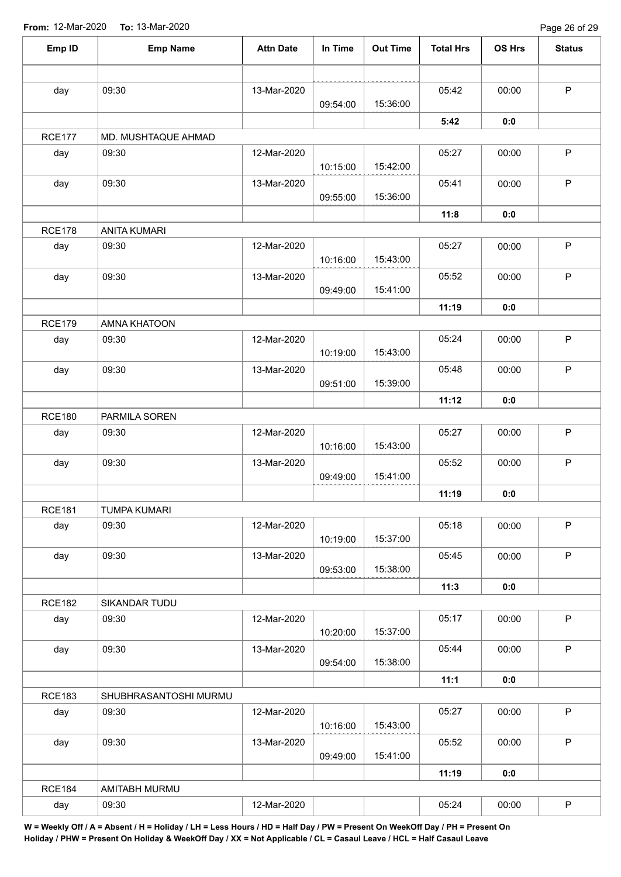**From:** 12-Mar-2020 **To:** 13-Mar-2020

| Emp ID | Emp Name | Attn Date | In Time | Out Time | Total Hrs | OS Hrs | Status |
|---|---|---|---|---|---|---|---|
| | | | | | | | |
| day | 09:30 | 13-Mar-2020 | 09:54:00 | 15:36:00 | 05:42 | 00:00 | P |
| | | | | | **5:42** | **0:0** | |
| RCE177 | MD. MUSHTAQUE AHMAD | | | | | | |
| day | 09:30 | 12-Mar-2020 | 10:15:00 | 15:42:00 | 05:27 | 00:00 | P |
| day | 09:30 | 13-Mar-2020 | 09:55:00 | 15:36:00 | 05:41 | 00:00 | P |
| | | | | | **11:8** | **0:0** | |
| RCE178 | ANITA KUMARI | | | | | | |
| day | 09:30 | 12-Mar-2020 | 10:16:00 | 15:43:00 | 05:27 | 00:00 | P |
| day | 09:30 | 13-Mar-2020 | 09:49:00 | 15:41:00 | 05:52 | 00:00 | P |
| | | | | | **11:19** | **0:0** | |
| RCE179 | AMNA KHATOON | | | | | | |
| day | 09:30 | 12-Mar-2020 | 10:19:00 | 15:43:00 | 05:24 | 00:00 | P |
| day | 09:30 | 13-Mar-2020 | 09:51:00 | 15:39:00 | 05:48 | 00:00 | P |
| | | | | | **11:12** | **0:0** | |
| RCE180 | PARMILA SOREN | | | | | | |
| day | 09:30 | 12-Mar-2020 | 10:16:00 | 15:43:00 | 05:27 | 00:00 | P |
| day | 09:30 | 13-Mar-2020 | 09:49:00 | 15:41:00 | 05:52 | 00:00 | P |
| | | | | | **11:19** | **0:0** | |
| RCE181 | TUMPA KUMARI | | | | | | |
| day | 09:30 | 12-Mar-2020 | 10:19:00 | 15:37:00 | 05:18 | 00:00 | P |
| day | 09:30 | 13-Mar-2020 | 09:53:00 | 15:38:00 | 05:45 | 00:00 | P |
| | | | | | **11:3** | **0:0** | |
| RCE182 | SIKANDAR TUDU | | | | | | |
| day | 09:30 | 12-Mar-2020 | 10:20:00 | 15:37:00 | 05:17 | 00:00 | P |
| day | 09:30 | 13-Mar-2020 | 09:54:00 | 15:38:00 | 05:44 | 00:00 | P |
| | | | | | **11:1** | **0:0** | |
| RCE183 | SHUBHRASANTOSHI MURMU | | | | | | |
| day | 09:30 | 12-Mar-2020 | 10:16:00 | 15:43:00 | 05:27 | 00:00 | P |
| day | 09:30 | 13-Mar-2020 | 09:49:00 | 15:41:00 | 05:52 | 00:00 | P |
| | | | | | **11:19** | **0:0** | |
| RCE184 | AMITABH MURMU | | | | | | |
| day | 09:30 | 12-Mar-2020 | | | 05:24 | 00:00 | P |

**W = Weekly Off / A = Absent / H = Holiday / LH = Less Hours / HD = Half Day / PW = Present On WeekOff Day / PH = Present On Holiday / PHW = Present On Holiday & WeekOff Day / XX = Not Applicable / CL = Casaul Leave / HCL = Half Casaul Leave**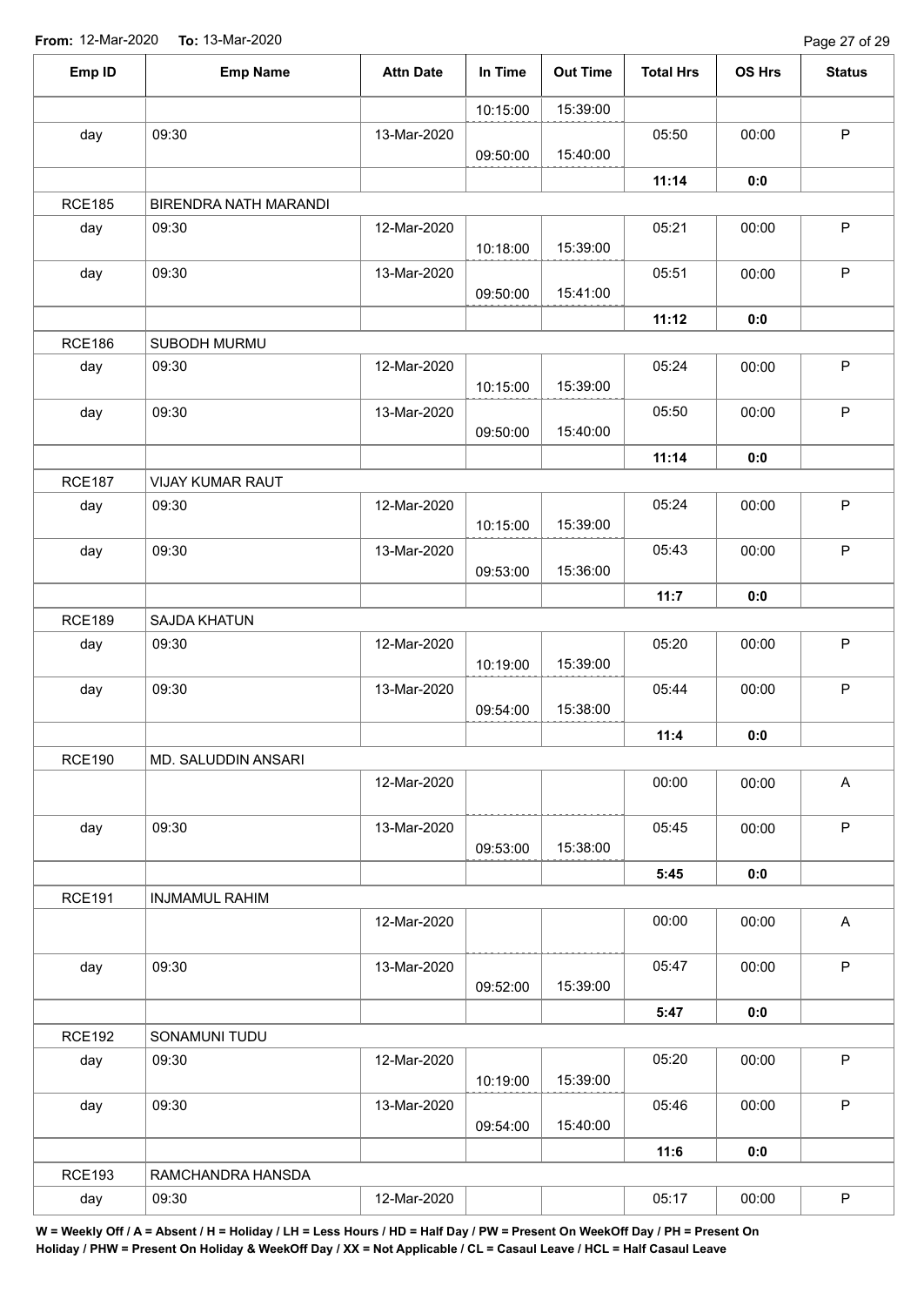**From:** 12-Mar-2020 **To:** 13-Mar-2020

| Emp ID | Emp Name | Attn Date | In Time | Out Time | Total Hrs | OS Hrs | Status |
|---|---|---|---|---|---|---|---|
| | | | 10:15:00 | 15:39:00 | | | |
| day | 09:30 | 13-Mar-2020 | 09:50:00 | 15:40:00 | 05:50 | 00:00 | P |
| | | | | | **11:14** | **0:0** | |
| RCE185 | BIRENDRA NATH MARANDI | | | | | | |
| day | 09:30 | 12-Mar-2020 | 10:18:00 | 15:39:00 | 05:21 | 00:00 | P |
| day | 09:30 | 13-Mar-2020 | 09:50:00 | 15:41:00 | 05:51 | 00:00 | P |
| | | | | | **11:12** | **0:0** | |
| RCE186 | SUBODH MURMU | | | | | | |
| day | 09:30 | 12-Mar-2020 | 10:15:00 | 15:39:00 | 05:24 | 00:00 | P |
| day | 09:30 | 13-Mar-2020 | 09:50:00 | 15:40:00 | 05:50 | 00:00 | P |
| | | | | | **11:14** | **0:0** | |
| RCE187 | VIJAY KUMAR RAUT | | | | | | |
| day | 09:30 | 12-Mar-2020 | 10:15:00 | 15:39:00 | 05:24 | 00:00 | P |
| day | 09:30 | 13-Mar-2020 | 09:53:00 | 15:36:00 | 05:43 | 00:00 | P |
| | | | | | **11:7** | **0:0** | |
| RCE189 | SAJDA KHATUN | | | | | | |
| day | 09:30 | 12-Mar-2020 | 10:19:00 | 15:39:00 | 05:20 | 00:00 | P |
| day | 09:30 | 13-Mar-2020 | 09:54:00 | 15:38:00 | 05:44 | 00:00 | P |
| | | | | | **11:4** | **0:0** | |
| RCE190 | MD. SALUDDIN ANSARI | | | | | | |
| | | 12-Mar-2020 | | | 00:00 | 00:00 | A |
| day | 09:30 | 13-Mar-2020 | 09:53:00 | 15:38:00 | 05:45 | 00:00 | P |
| | | | | | **5:45** | **0:0** | |
| RCE191 | INJMAMUL RAHIM | | | | | | |
| | | 12-Mar-2020 | | | 00:00 | 00:00 | A |
| day | 09:30 | 13-Mar-2020 | 09:52:00 | 15:39:00 | 05:47 | 00:00 | P |
| | | | | | **5:47** | **0:0** | |
| RCE192 | SONAMUNI TUDU | | | | | | |
| day | 09:30 | 12-Mar-2020 | 10:19:00 | 15:39:00 | 05:20 | 00:00 | P |
| day | 09:30 | 13-Mar-2020 | 09:54:00 | 15:40:00 | 05:46 | 00:00 | P |
| | | | | | **11:6** | **0:0** | |
| RCE193 | RAMCHANDRA HANSDA | | | | | | |
| day | 09:30 | 12-Mar-2020 | | | 05:17 | 00:00 | P |

**W = Weekly Off / A = Absent / H = Holiday / LH = Less Hours / HD = Half Day / PW = Present On WeekOff Day / PH = Present On Holiday / PHW = Present On Holiday & WeekOff Day / XX = Not Applicable / CL = Casaul Leave / HCL = Half Casaul Leave**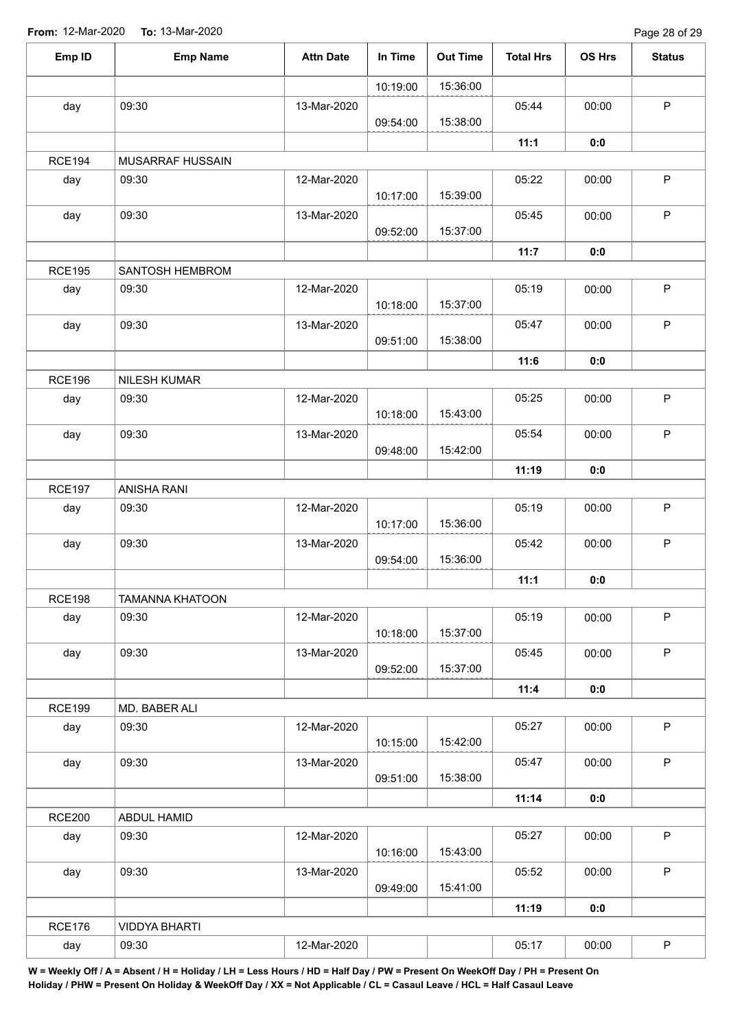**From:** 12-Mar-2020 **To:** 13-Mar-2020

| Emp ID | Emp Name | Attn Date | In Time | Out Time | Total Hrs | OS Hrs | Status |
|---|---|---|---|---|---|---|---|
| | | | 10:19:00 | 15:36:00 | | | |
| day | 09:30 | 13-Mar-2020 | 09:54:00 | 15:38:00 | 05:44 | 00:00 | P |
| | | | | | **11:1** | **0:0** | |
| RCE194 | MUSARRAF HUSSAIN | | | | | | |
| day | 09:30 | 12-Mar-2020 | 10:17:00 | 15:39:00 | 05:22 | 00:00 | P |
| day | 09:30 | 13-Mar-2020 | 09:52:00 | 15:37:00 | 05:45 | 00:00 | P |
| | | | | | **11:7** | **0:0** | |
| RCE195 | SANTOSH HEMBROM | | | | | | |
| day | 09:30 | 12-Mar-2020 | 10:18:00 | 15:37:00 | 05:19 | 00:00 | P |
| day | 09:30 | 13-Mar-2020 | 09:51:00 | 15:38:00 | 05:47 | 00:00 | P |
| | | | | | **11:6** | **0:0** | |
| RCE196 | NILESH KUMAR | | | | | | |
| day | 09:30 | 12-Mar-2020 | 10:18:00 | 15:43:00 | 05:25 | 00:00 | P |
| day | 09:30 | 13-Mar-2020 | 09:48:00 | 15:42:00 | 05:54 | 00:00 | P |
| | | | | | **11:19** | **0:0** | |
| RCE197 | ANISHA RANI | | | | | | |
| day | 09:30 | 12-Mar-2020 | 10:17:00 | 15:36:00 | 05:19 | 00:00 | P |
| day | 09:30 | 13-Mar-2020 | 09:54:00 | 15:36:00 | 05:42 | 00:00 | P |
| | | | | | **11:1** | **0:0** | |
| RCE198 | TAMANNA KHATOON | | | | | | |
| day | 09:30 | 12-Mar-2020 | 10:18:00 | 15:37:00 | 05:19 | 00:00 | P |
| day | 09:30 | 13-Mar-2020 | 09:52:00 | 15:37:00 | 05:45 | 00:00 | P |
| | | | | | **11:4** | **0:0** | |
| RCE199 | MD. BABER ALI | | | | | | |
| day | 09:30 | 12-Mar-2020 | 10:15:00 | 15:42:00 | 05:27 | 00:00 | P |
| day | 09:30 | 13-Mar-2020 | 09:51:00 | 15:38:00 | 05:47 | 00:00 | P |
| | | | | | **11:14** | **0:0** | |
| RCE200 | ABDUL HAMID | | | | | | |
| day | 09:30 | 12-Mar-2020 | 10:16:00 | 15:43:00 | 05:27 | 00:00 | P |
| day | 09:30 | 13-Mar-2020 | 09:49:00 | 15:41:00 | 05:52 | 00:00 | P |
| | | | | | **11:19** | **0:0** | |
| RCE176 | VIDDYA BHARTI | | | | | | |
| day | 09:30 | 12-Mar-2020 | | | 05:17 | 00:00 | P |

**W = Weekly Off / A = Absent / H = Holiday / LH = Less Hours / HD = Half Day / PW = Present On WeekOff Day / PH = Present On Holiday / PHW = Present On Holiday & WeekOff Day / XX = Not Applicable / CL = Casaul Leave / HCL = Half Casaul Leave**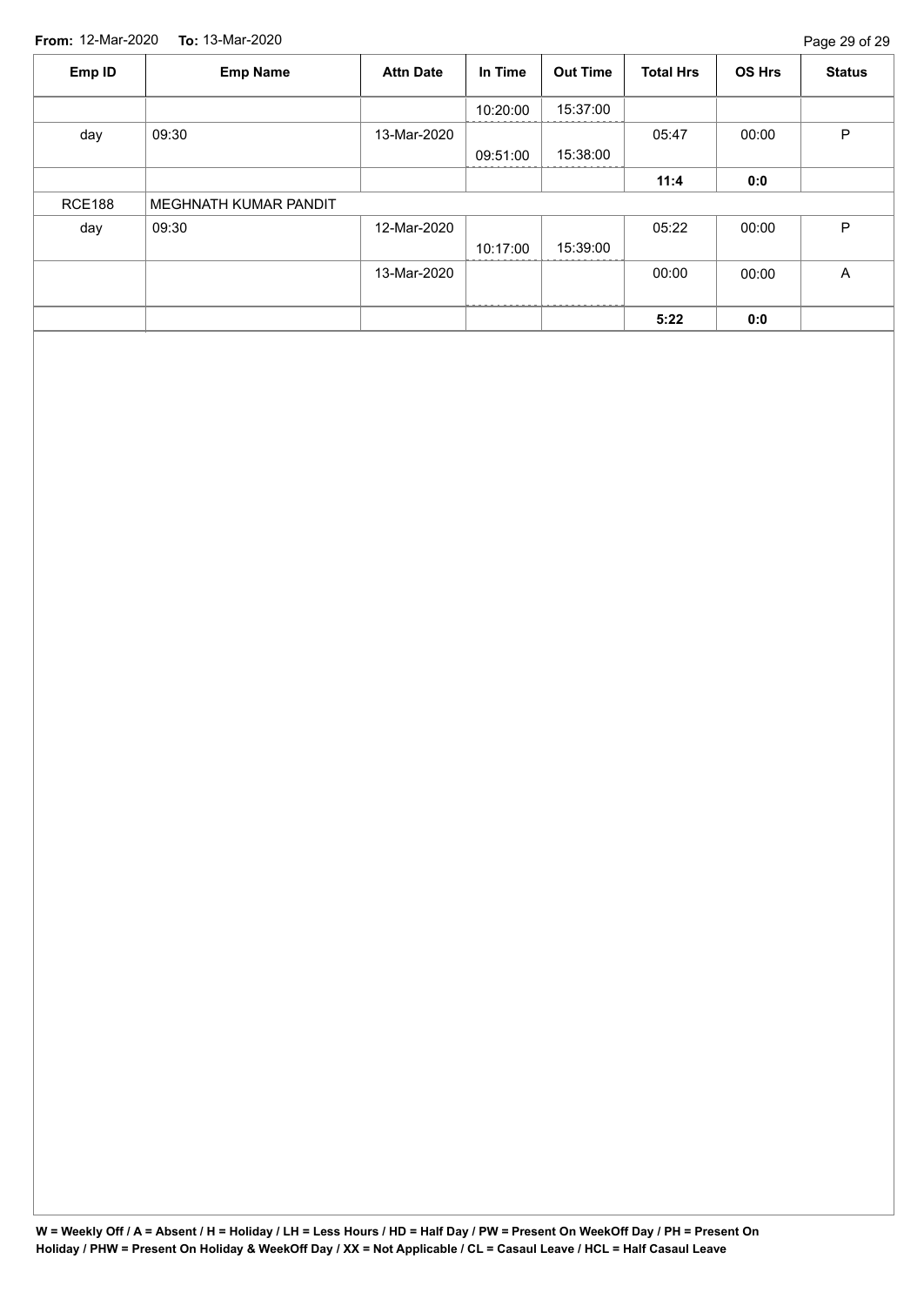**From:** 12-Mar-2020 **To:** 13-Mar-2020

| Emp ID | Emp Name | Attn Date | In Time | Out Time | Total Hrs | OS Hrs | Status |
|---|---|---|---|---|---|---|---|
| | | | 10:20:00 | 15:37:00 | | | |
| day | 09:30 | 13-Mar-2020 | 09:51:00 | 15:38:00 | 05:47 | 00:00 | P |
| | | | | | **11:4** | **0:0** | |
| RCE188 | MEGHNATH KUMAR PANDIT | | | | | | |
| day | 09:30 | 12-Mar-2020 | 10:17:00 | 15:39:00 | 05:22 | 00:00 | P |
| | | 13-Mar-2020 | | | 00:00 | 00:00 | A |
| | | | | | **5:22** | **0:0** | |

**W = Weekly Off / A = Absent / H = Holiday / LH = Less Hours / HD = Half Day / PW = Present On WeekOff Day / PH = Present On Holiday / PHW = Present On Holiday & WeekOff Day / XX = Not Applicable / CL = Casaul Leave / HCL = Half Casaul Leave**